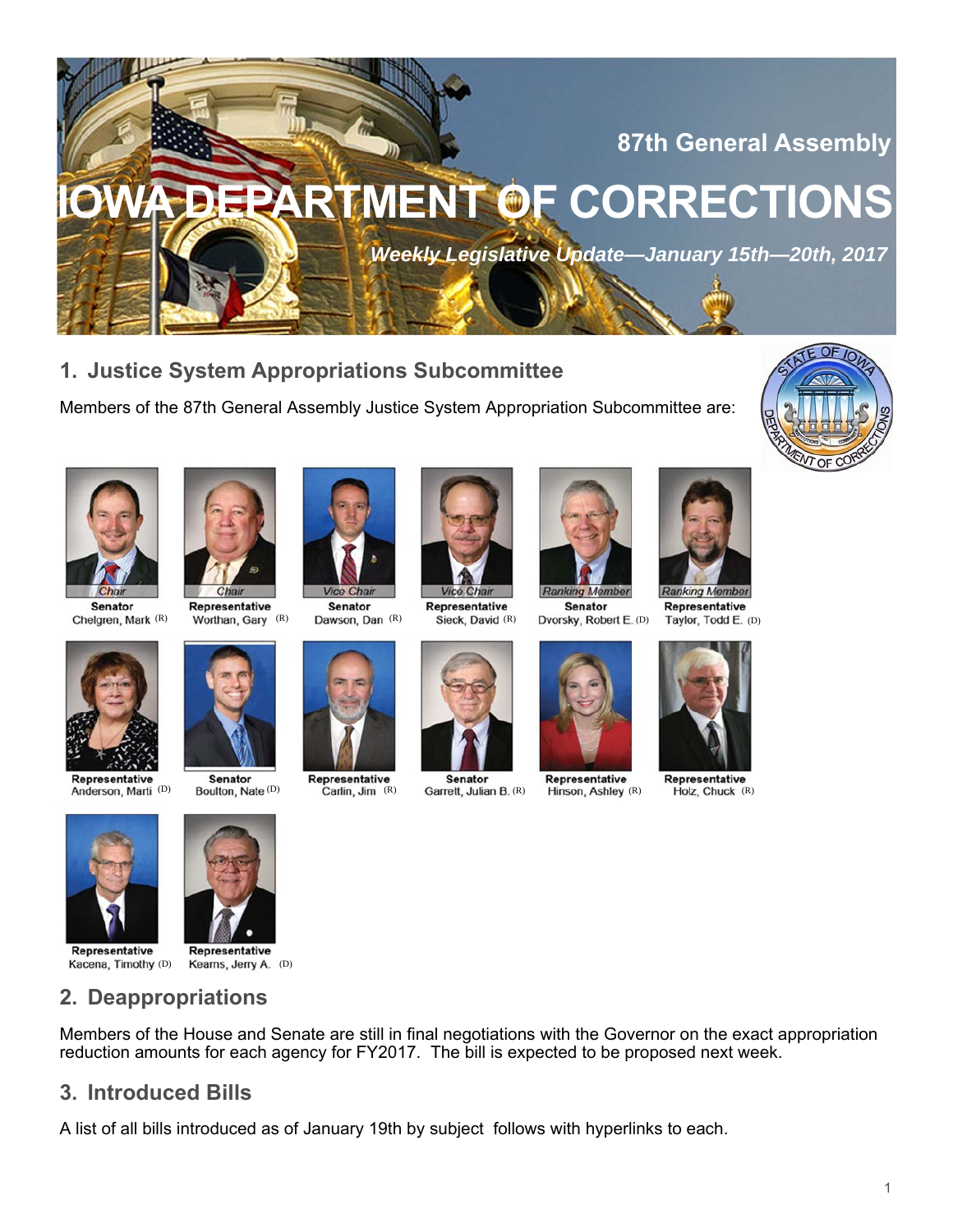87th General Assembly

# IOWA DEPARTMENT OF CORRECTIONS

***Weekly Legislative Update—January 15th—20th, 2017***

## 1. Justice System Appropriations Subcommittee

Members of the 87th General Assembly Justice System Appropriation Subcommittee are:

*Chair*
**Senator**
Chelgren, Mark (R)

*Chair*
**Representative**
Worthan, Gary (R)

*Vice Chair*
**Senator**
Dawson, Dan (R)

*Vice Chair*
**Representative**
Sieck, David (R)

*Ranking Member*
**Senator**
Dvorsky, Robert E. (D)

*Ranking Member*
**Representative**
Taylor, Todd E. (D)

**Representative**
Anderson, Marti (D)

**Senator**
Boulton, Nate (D)

**Representative**
Carlin, Jim (R)

**Senator**
Garrett, Julian B. (R)

**Representative**
Hinson, Ashley (R)

**Representative**
Holz, Chuck (R)

**Representative**
Kacena, Timothy (D)

**Representative**
Kearns, Jerry A. (D)

## 2. Deappropriations

Members of the House and Senate are still in final negotiations with the Governor on the exact appropriation reduction amounts for each agency for FY2017. The bill is expected to be proposed next week.

## 3. Introduced Bills

A list of all bills introduced as of January 19th by subject follows with hyperlinks to each.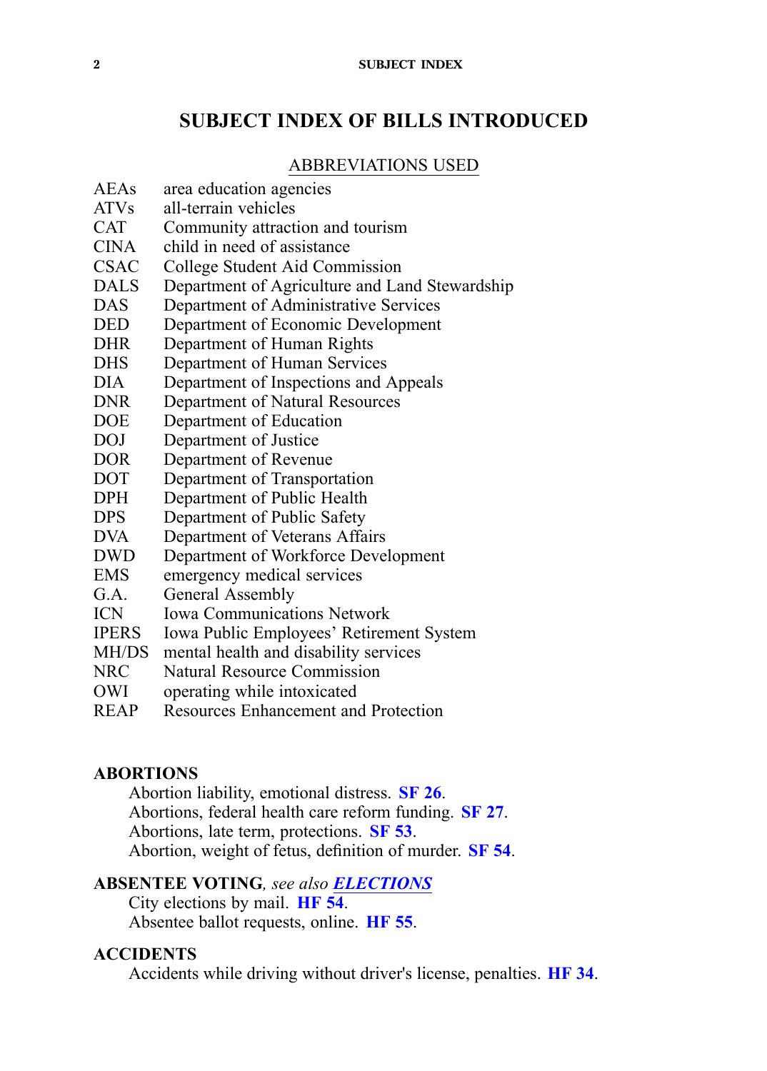# SUBJECT INDEX OF BILLS INTRODUCED

## ABBREVIATIONS USED

| | |
|---|---|
| AEAs | area education agencies |
| ATVs | all-terrain vehicles |
| CAT | Community attraction and tourism |
| CINA | child in need of assistance |
| CSAC | College Student Aid Commission |
| DALS | Department of Agriculture and Land Stewardship |
| DAS | Department of Administrative Services |
| DED | Department of Economic Development |
| DHR | Department of Human Rights |
| DHS | Department of Human Services |
| DIA | Department of Inspections and Appeals |
| DNR | Department of Natural Resources |
| DOE | Department of Education |
| DOJ | Department of Justice |
| DOR | Department of Revenue |
| DOT | Department of Transportation |
| DPH | Department of Public Health |
| DPS | Department of Public Safety |
| DVA | Department of Veterans Affairs |
| DWD | Department of Workforce Development |
| EMS | emergency medical services |
| G.A. | General Assembly |
| ICN | Iowa Communications Network |
| IPERS | Iowa Public Employees' Retirement System |
| MH/DS | mental health and disability services |
| NRC | Natural Resource Commission |
| OWI | operating while intoxicated |
| REAP | Resources Enhancement and Protection |

**ABORTIONS**

Abortion liability, emotional distress. **SF 26**.
Abortions, federal health care reform funding. **SF 27**.
Abortions, late term, protections. **SF 53**.
Abortion, weight of fetus, definition of murder. **SF 54**.

**ABSENTEE VOTING**, *see also* ***ELECTIONS***

City elections by mail. **HF 54**.
Absentee ballot requests, online. **HF 55**.

**ACCIDENTS**

Accidents while driving without driver's license, penalties. **HF 34**.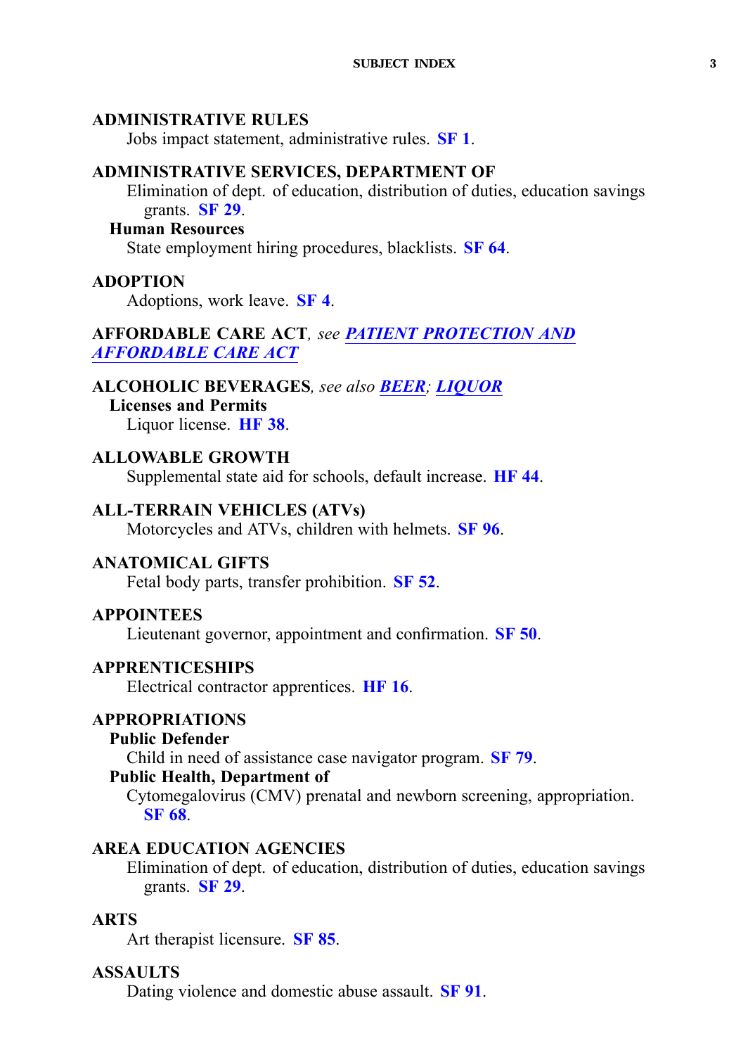**ADMINISTRATIVE RULES**

Jobs impact statement, administrative rules. **SF 1**.

**ADMINISTRATIVE SERVICES, DEPARTMENT OF**

Elimination of dept. of education, distribution of duties, education savings grants. **SF 29**.

**Human Resources**

State employment hiring procedures, blacklists. **SF 64**.

**ADOPTION**

Adoptions, work leave. **SF 4**.

**AFFORDABLE CARE ACT**, *see* ***PATIENT PROTECTION AND AFFORDABLE CARE ACT***

**ALCOHOLIC BEVERAGES**, *see also* ***BEER***; ***LIQUOR***

**Licenses and Permits**

Liquor license. **HF 38**.

**ALLOWABLE GROWTH**

Supplemental state aid for schools, default increase. **HF 44**.

**ALL-TERRAIN VEHICLES (ATVs)**

Motorcycles and ATVs, children with helmets. **SF 96**.

**ANATOMICAL GIFTS**

Fetal body parts, transfer prohibition. **SF 52**.

**APPOINTEES**

Lieutenant governor, appointment and confirmation. **SF 50**.

**APPRENTICESHIPS**

Electrical contractor apprentices. **HF 16**.

**APPROPRIATIONS**

**Public Defender**

Child in need of assistance case navigator program. **SF 79**.

**Public Health, Department of**

Cytomegalovirus (CMV) prenatal and newborn screening, appropriation. **SF 68**.

**AREA EDUCATION AGENCIES**

Elimination of dept. of education, distribution of duties, education savings grants. **SF 29**.

**ARTS**

Art therapist licensure. **SF 85**.

**ASSAULTS**

Dating violence and domestic abuse assault. **SF 91**.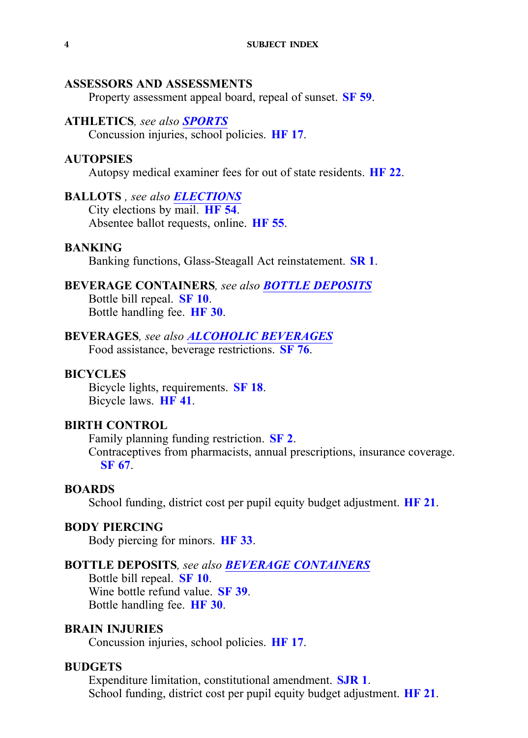**ASSESSORS AND ASSESSMENTS**

Property assessment appeal board, repeal of sunset. **SF 59**.

**ATHLETICS**, *see also* ***SPORTS***

Concussion injuries, school policies. **HF 17**.

**AUTOPSIES**

Autopsy medical examiner fees for out of state residents. **HF 22**.

**BALLOTS** , *see also* ***ELECTIONS***

City elections by mail. **HF 54**.
Absentee ballot requests, online. **HF 55**.

**BANKING**

Banking functions, Glass-Steagall Act reinstatement. **SR 1**.

**BEVERAGE CONTAINERS**, *see also* ***BOTTLE DEPOSITS***

Bottle bill repeal. **SF 10**.
Bottle handling fee. **HF 30**.

**BEVERAGES**, *see also* ***ALCOHOLIC BEVERAGES***

Food assistance, beverage restrictions. **SF 76**.

**BICYCLES**

Bicycle lights, requirements. **SF 18**.
Bicycle laws. **HF 41**.

**BIRTH CONTROL**

Family planning funding restriction. **SF 2**.
Contraceptives from pharmacists, annual prescriptions, insurance coverage. **SF 67**.

**BOARDS**

School funding, district cost per pupil equity budget adjustment. **HF 21**.

**BODY PIERCING**

Body piercing for minors. **HF 33**.

**BOTTLE DEPOSITS**, *see also* ***BEVERAGE CONTAINERS***

Bottle bill repeal. **SF 10**.
Wine bottle refund value. **SF 39**.
Bottle handling fee. **HF 30**.

**BRAIN INJURIES**

Concussion injuries, school policies. **HF 17**.

**BUDGETS**

Expenditure limitation, constitutional amendment. **SJR 1**.
School funding, district cost per pupil equity budget adjustment. **HF 21**.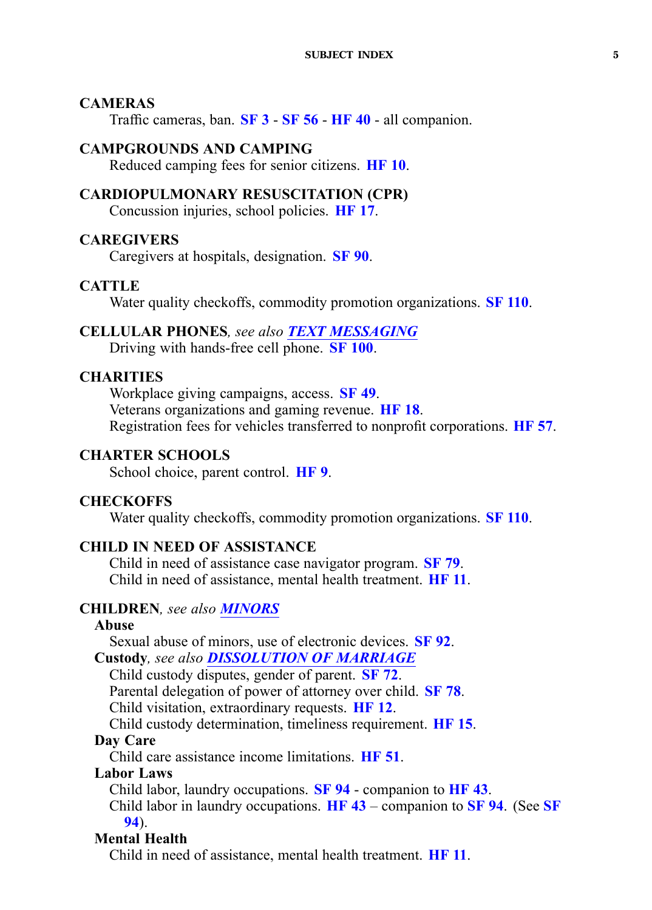**CAMERAS**

Traffic cameras, ban. **SF 3** - **SF 56** - **HF 40** - all companion.

**CAMPGROUNDS AND CAMPING**

Reduced camping fees for senior citizens. **HF 10**.

**CARDIOPULMONARY RESUSCITATION (CPR)**

Concussion injuries, school policies. **HF 17**.

**CAREGIVERS**

Caregivers at hospitals, designation. **SF 90**.

**CATTLE**

Water quality checkoffs, commodity promotion organizations. **SF 110**.

**CELLULAR PHONES**, *see also* ***TEXT MESSAGING***

Driving with hands-free cell phone. **SF 100**.

**CHARITIES**

Workplace giving campaigns, access. **SF 49**.
Veterans organizations and gaming revenue. **HF 18**.
Registration fees for vehicles transferred to nonprofit corporations. **HF 57**.

**CHARTER SCHOOLS**

School choice, parent control. **HF 9**.

**CHECKOFFS**

Water quality checkoffs, commodity promotion organizations. **SF 110**.

**CHILD IN NEED OF ASSISTANCE**

Child in need of assistance case navigator program. **SF 79**.
Child in need of assistance, mental health treatment. **HF 11**.

**CHILDREN**, *see also* ***MINORS***

**Abuse**

Sexual abuse of minors, use of electronic devices. **SF 92**.

**Custody**, *see also* ***DISSOLUTION OF MARRIAGE***

Child custody disputes, gender of parent. **SF 72**.
Parental delegation of power of attorney over child. **SF 78**.
Child visitation, extraordinary requests. **HF 12**.
Child custody determination, timeliness requirement. **HF 15**.

**Day Care**

Child care assistance income limitations. **HF 51**.

**Labor Laws**

Child labor, laundry occupations. **SF 94** - companion to **HF 43**.
Child labor in laundry occupations. **HF 43** – companion to **SF 94**. (See **SF 94**).

**Mental Health**

Child in need of assistance, mental health treatment. **HF 11**.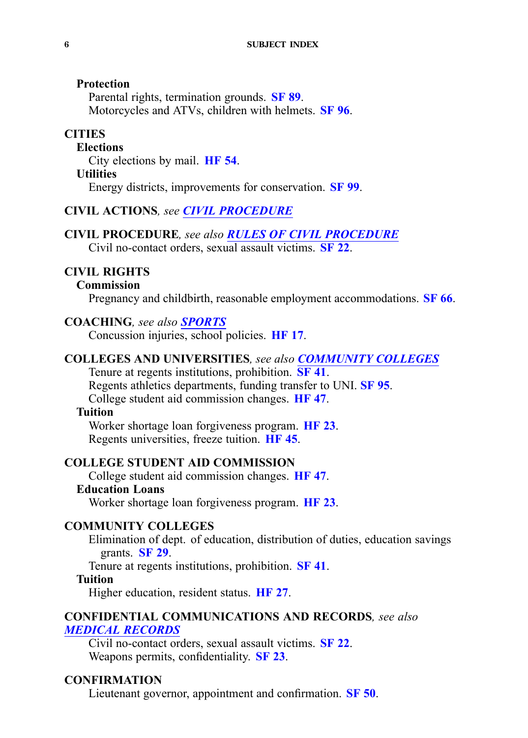**Protection**

Parental rights, termination grounds. **SF 89**.
Motorcycles and ATVs, children with helmets. **SF 96**.

**CITIES**

**Elections**

City elections by mail. **HF 54**.

**Utilities**

Energy districts, improvements for conservation. **SF 99**.

**CIVIL ACTIONS**, *see* ***CIVIL PROCEDURE***

**CIVIL PROCEDURE**, *see also* ***RULES OF CIVIL PROCEDURE***

Civil no-contact orders, sexual assault victims. **SF 22**.

**CIVIL RIGHTS**

**Commission**

Pregnancy and childbirth, reasonable employment accommodations. **SF 66**.

**COACHING**, *see also* ***SPORTS***

Concussion injuries, school policies. **HF 17**.

**COLLEGES AND UNIVERSITIES**, *see also* ***COMMUNITY COLLEGES***

Tenure at regents institutions, prohibition. **SF 41**.
Regents athletics departments, funding transfer to UNI. **SF 95**.
College student aid commission changes. **HF 47**.

**Tuition**

Worker shortage loan forgiveness program. **HF 23**.
Regents universities, freeze tuition. **HF 45**.

**COLLEGE STUDENT AID COMMISSION**

College student aid commission changes. **HF 47**.

**Education Loans**

Worker shortage loan forgiveness program. **HF 23**.

**COMMUNITY COLLEGES**

Elimination of dept. of education, distribution of duties, education savings grants. **SF 29**.
Tenure at regents institutions, prohibition. **SF 41**.

**Tuition**

Higher education, resident status. **HF 27**.

**CONFIDENTIAL COMMUNICATIONS AND RECORDS**, *see also* ***MEDICAL RECORDS***

Civil no-contact orders, sexual assault victims. **SF 22**.
Weapons permits, confidentiality. **SF 23**.

**CONFIRMATION**

Lieutenant governor, appointment and confirmation. **SF 50**.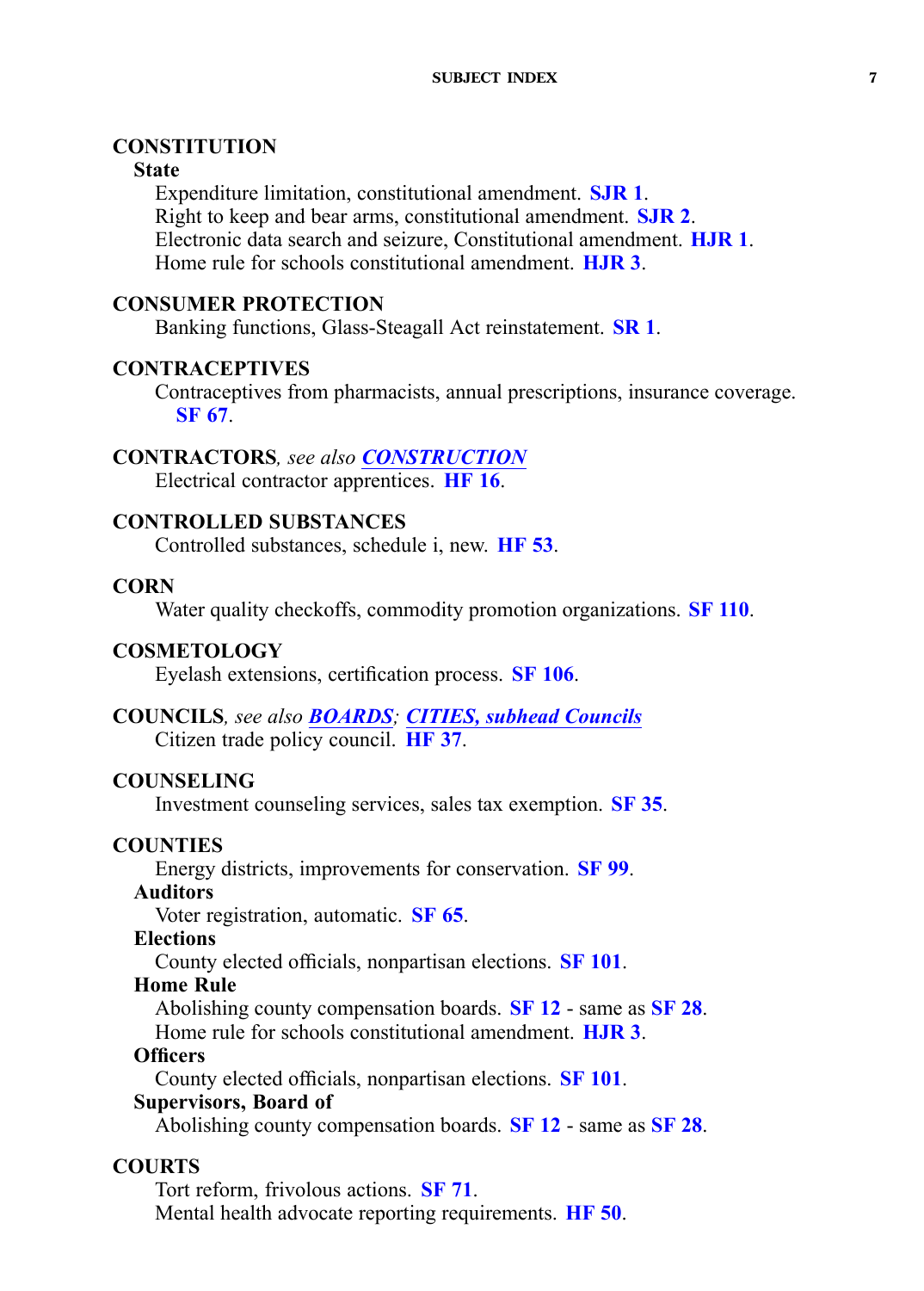**CONSTITUTION**

**State**

Expenditure limitation, constitutional amendment. **SJR 1**.
Right to keep and bear arms, constitutional amendment. **SJR 2**.
Electronic data search and seizure, Constitutional amendment. **HJR 1**.
Home rule for schools constitutional amendment. **HJR 3**.

**CONSUMER PROTECTION**

Banking functions, Glass-Steagall Act reinstatement. **SR 1**.

**CONTRACEPTIVES**

Contraceptives from pharmacists, annual prescriptions, insurance coverage. **SF 67**.

**CONTRACTORS**, *see also* ***CONSTRUCTION***

Electrical contractor apprentices. **HF 16**.

**CONTROLLED SUBSTANCES**

Controlled substances, schedule i, new. **HF 53**.

**CORN**

Water quality checkoffs, commodity promotion organizations. **SF 110**.

**COSMETOLOGY**

Eyelash extensions, certification process. **SF 106**.

**COUNCILS**, *see also* ***BOARDS***; ***CITIES, subhead Councils***

Citizen trade policy council. **HF 37**.

**COUNSELING**

Investment counseling services, sales tax exemption. **SF 35**.

**COUNTIES**

Energy districts, improvements for conservation. **SF 99**.

**Auditors**

Voter registration, automatic. **SF 65**.

**Elections**

County elected officials, nonpartisan elections. **SF 101**.

**Home Rule**

Abolishing county compensation boards. **SF 12** - same as **SF 28**.
Home rule for schools constitutional amendment. **HJR 3**.

**Officers**

County elected officials, nonpartisan elections. **SF 101**.

**Supervisors, Board of**

Abolishing county compensation boards. **SF 12** - same as **SF 28**.

**COURTS**

Tort reform, frivolous actions. **SF 71**.
Mental health advocate reporting requirements. **HF 50**.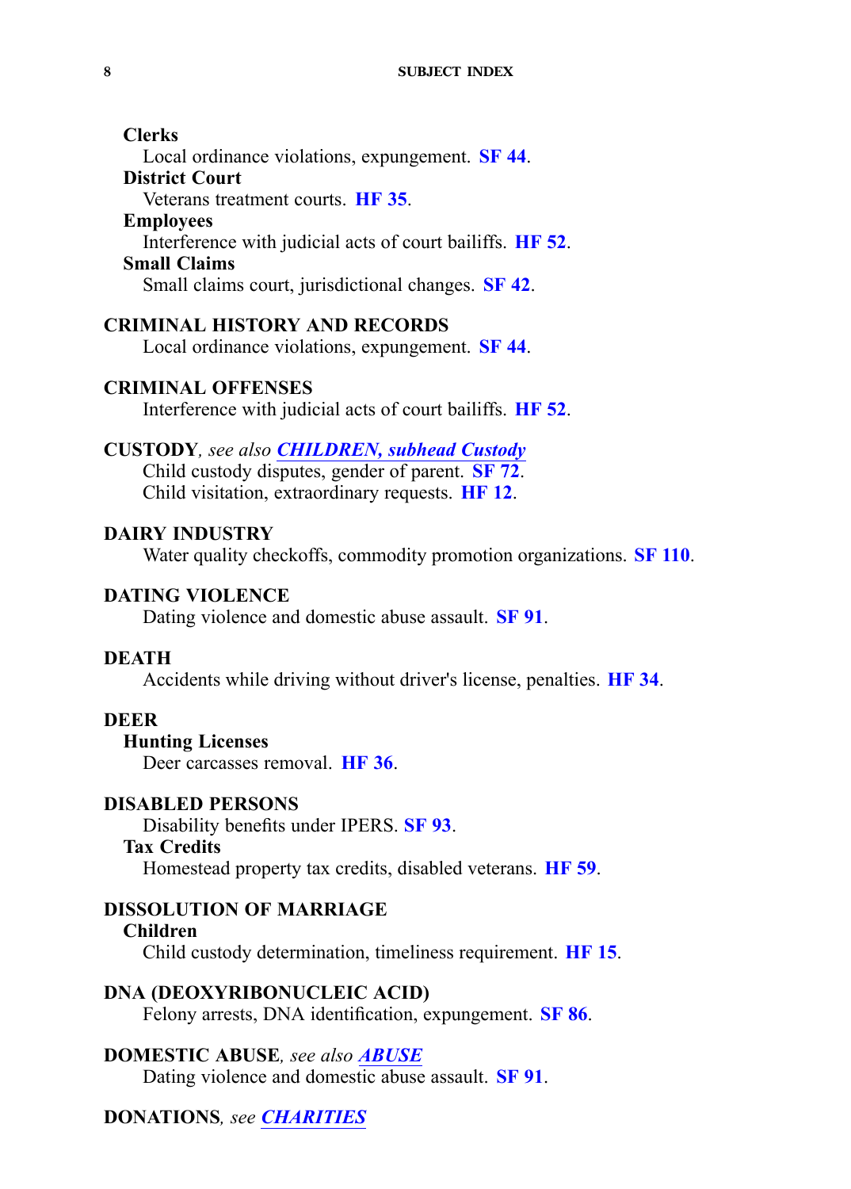**Clerks**

Local ordinance violations, expungement. **SF 44**.

**District Court**

Veterans treatment courts. **HF 35**.

**Employees**

Interference with judicial acts of court bailiffs. **HF 52**.

**Small Claims**

Small claims court, jurisdictional changes. **SF 42**.

**CRIMINAL HISTORY AND RECORDS**

Local ordinance violations, expungement. **SF 44**.

**CRIMINAL OFFENSES**

Interference with judicial acts of court bailiffs. **HF 52**.

**CUSTODY**, *see also* ***CHILDREN, subhead Custody***

Child custody disputes, gender of parent. **SF 72**.

Child visitation, extraordinary requests. **HF 12**.

**DAIRY INDUSTRY**

Water quality checkoffs, commodity promotion organizations. **SF 110**.

**DATING VIOLENCE**

Dating violence and domestic abuse assault. **SF 91**.

**DEATH**

Accidents while driving without driver's license, penalties. **HF 34**.

**DEER**

**Hunting Licenses**

Deer carcasses removal. **HF 36**.

**DISABLED PERSONS**

Disability benefits under IPERS. **SF 93**.

**Tax Credits**

Homestead property tax credits, disabled veterans. **HF 59**.

**DISSOLUTION OF MARRIAGE**

**Children**

Child custody determination, timeliness requirement. **HF 15**.

**DNA (DEOXYRIBONUCLEIC ACID)**

Felony arrests, DNA identification, expungement. **SF 86**.

**DOMESTIC ABUSE**, *see also* ***ABUSE***

Dating violence and domestic abuse assault. **SF 91**.

**DONATIONS**, *see* ***CHARITIES***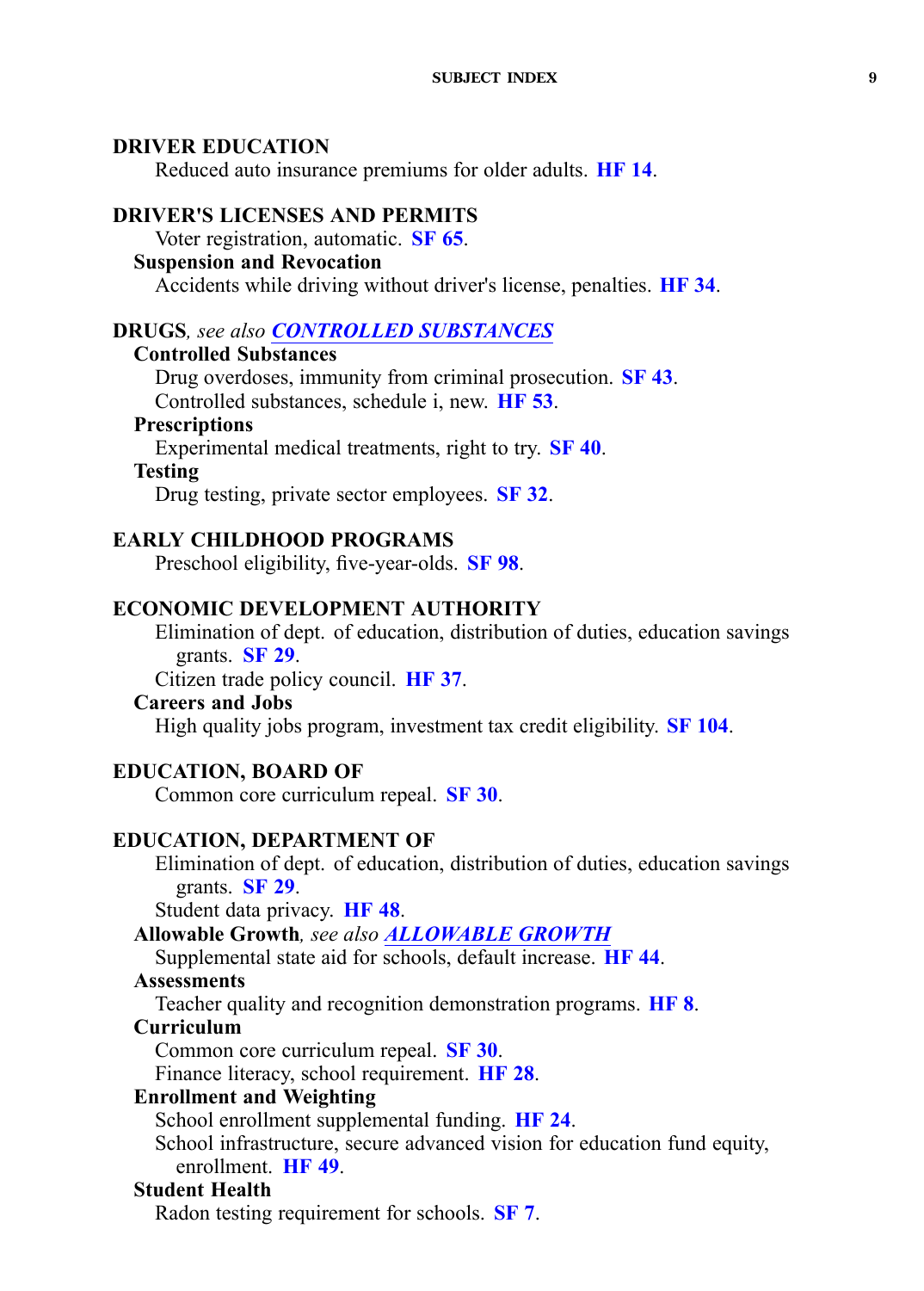**DRIVER EDUCATION**

Reduced auto insurance premiums for older adults. **HF 14**.

**DRIVER'S LICENSES AND PERMITS**

Voter registration, automatic. **SF 65**.

**Suspension and Revocation**

Accidents while driving without driver's license, penalties. **HF 34**.

**DRUGS**, *see also* ***CONTROLLED SUBSTANCES***

**Controlled Substances**

Drug overdoses, immunity from criminal prosecution. **SF 43**.
Controlled substances, schedule i, new. **HF 53**.

**Prescriptions**

Experimental medical treatments, right to try. **SF 40**.

**Testing**

Drug testing, private sector employees. **SF 32**.

**EARLY CHILDHOOD PROGRAMS**

Preschool eligibility, five-year-olds. **SF 98**.

**ECONOMIC DEVELOPMENT AUTHORITY**

Elimination of dept. of education, distribution of duties, education savings grants. **SF 29**.
Citizen trade policy council. **HF 37**.

**Careers and Jobs**

High quality jobs program, investment tax credit eligibility. **SF 104**.

**EDUCATION, BOARD OF**

Common core curriculum repeal. **SF 30**.

**EDUCATION, DEPARTMENT OF**

Elimination of dept. of education, distribution of duties, education savings grants. **SF 29**.
Student data privacy. **HF 48**.

**Allowable Growth**, *see also* ***ALLOWABLE GROWTH***

Supplemental state aid for schools, default increase. **HF 44**.

**Assessments**

Teacher quality and recognition demonstration programs. **HF 8**.

**Curriculum**

Common core curriculum repeal. **SF 30**.
Finance literacy, school requirement. **HF 28**.

**Enrollment and Weighting**

School enrollment supplemental funding. **HF 24**.
School infrastructure, secure advanced vision for education fund equity, enrollment. **HF 49**.

**Student Health**

Radon testing requirement for schools. **SF 7**.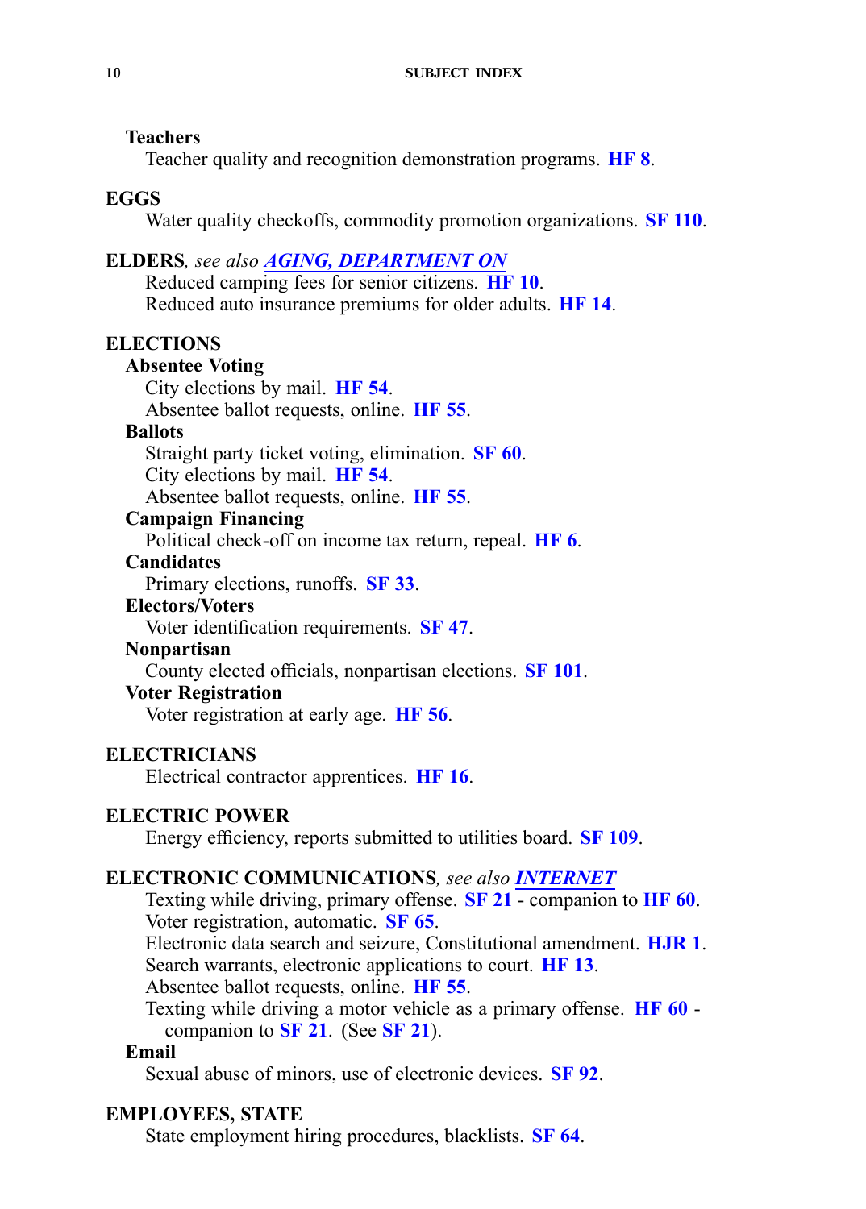**Teachers**

Teacher quality and recognition demonstration programs. **HF 8**.

**EGGS**

Water quality checkoffs, commodity promotion organizations. **SF 110**.

**ELDERS**, *see also* ***AGING, DEPARTMENT ON***

Reduced camping fees for senior citizens. **HF 10**.
Reduced auto insurance premiums for older adults. **HF 14**.

**ELECTIONS**

**Absentee Voting**

City elections by mail. **HF 54**.
Absentee ballot requests, online. **HF 55**.

**Ballots**

Straight party ticket voting, elimination. **SF 60**.
City elections by mail. **HF 54**.
Absentee ballot requests, online. **HF 55**.

**Campaign Financing**

Political check-off on income tax return, repeal. **HF 6**.

**Candidates**

Primary elections, runoffs. **SF 33**.

**Electors/Voters**

Voter identification requirements. **SF 47**.

**Nonpartisan**

County elected officials, nonpartisan elections. **SF 101**.

**Voter Registration**

Voter registration at early age. **HF 56**.

**ELECTRICIANS**

Electrical contractor apprentices. **HF 16**.

**ELECTRIC POWER**

Energy efficiency, reports submitted to utilities board. **SF 109**.

**ELECTRONIC COMMUNICATIONS**, *see also* ***INTERNET***

Texting while driving, primary offense. **SF 21** - companion to **HF 60**.
Voter registration, automatic. **SF 65**.
Electronic data search and seizure, Constitutional amendment. **HJR 1**.
Search warrants, electronic applications to court. **HF 13**.
Absentee ballot requests, online. **HF 55**.
Texting while driving a motor vehicle as a primary offense. **HF 60** - companion to **SF 21**. (See **SF 21**).

**Email**

Sexual abuse of minors, use of electronic devices. **SF 92**.

**EMPLOYEES, STATE**

State employment hiring procedures, blacklists. **SF 64**.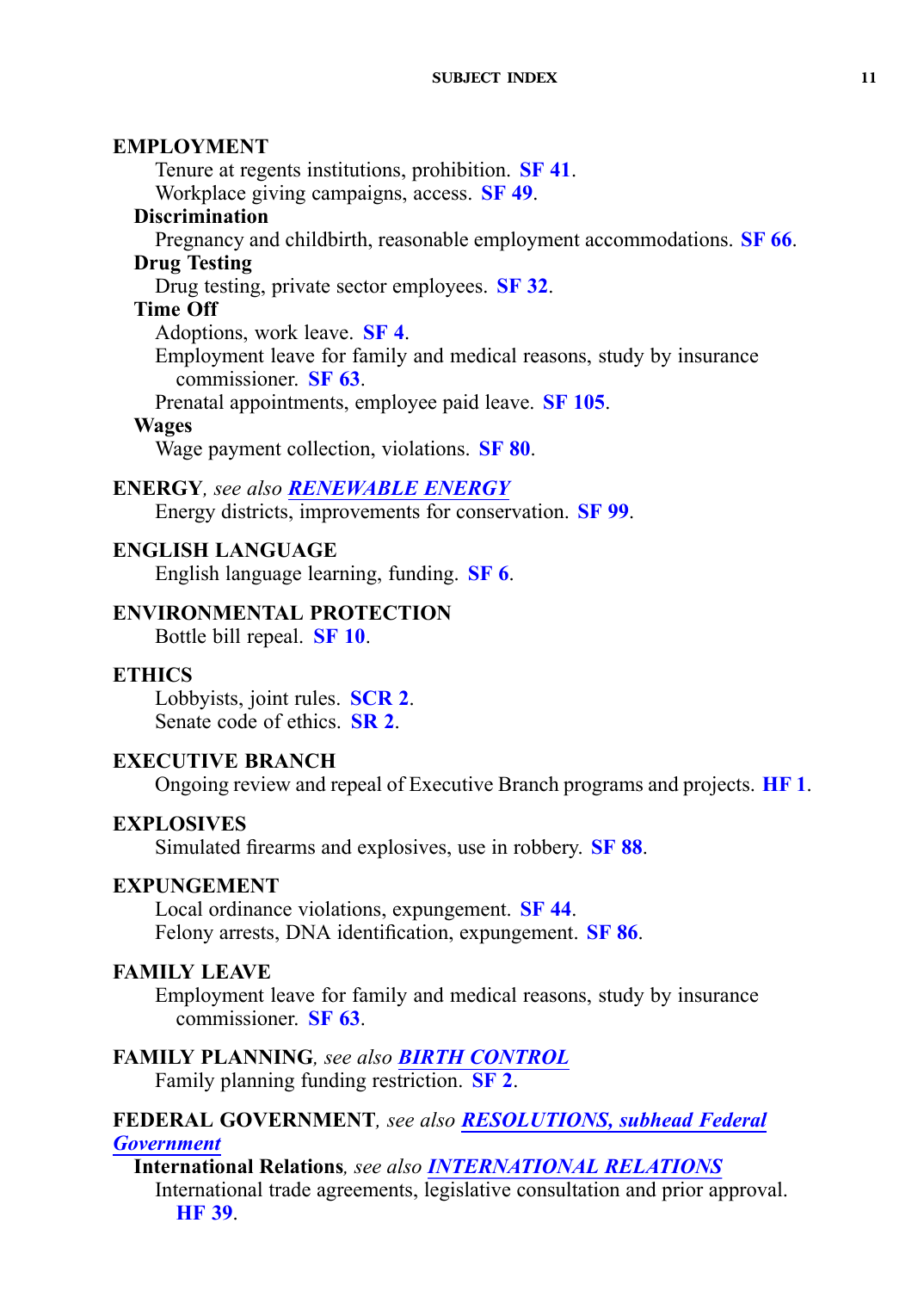**EMPLOYMENT**

Tenure at regents institutions, prohibition. **SF 41**.
Workplace giving campaigns, access. **SF 49**.

**Discrimination**

Pregnancy and childbirth, reasonable employment accommodations. **SF 66**.

**Drug Testing**

Drug testing, private sector employees. **SF 32**.

**Time Off**

Adoptions, work leave. **SF 4**.
Employment leave for family and medical reasons, study by insurance commissioner. **SF 63**.
Prenatal appointments, employee paid leave. **SF 105**.

**Wages**

Wage payment collection, violations. **SF 80**.

**ENERGY**, *see also* ***RENEWABLE ENERGY***

Energy districts, improvements for conservation. **SF 99**.

**ENGLISH LANGUAGE**

English language learning, funding. **SF 6**.

**ENVIRONMENTAL PROTECTION**

Bottle bill repeal. **SF 10**.

**ETHICS**

Lobbyists, joint rules. **SCR 2**.
Senate code of ethics. **SR 2**.

**EXECUTIVE BRANCH**

Ongoing review and repeal of Executive Branch programs and projects. **HF 1**.

**EXPLOSIVES**

Simulated firearms and explosives, use in robbery. **SF 88**.

**EXPUNGEMENT**

Local ordinance violations, expungement. **SF 44**.
Felony arrests, DNA identification, expungement. **SF 86**.

**FAMILY LEAVE**

Employment leave for family and medical reasons, study by insurance commissioner. **SF 63**.

**FAMILY PLANNING**, *see also* ***BIRTH CONTROL***

Family planning funding restriction. **SF 2**.

**FEDERAL GOVERNMENT**, *see also* ***RESOLUTIONS, subhead Federal Government***

**International Relations**, *see also* ***INTERNATIONAL RELATIONS***

International trade agreements, legislative consultation and prior approval. **HF 39**.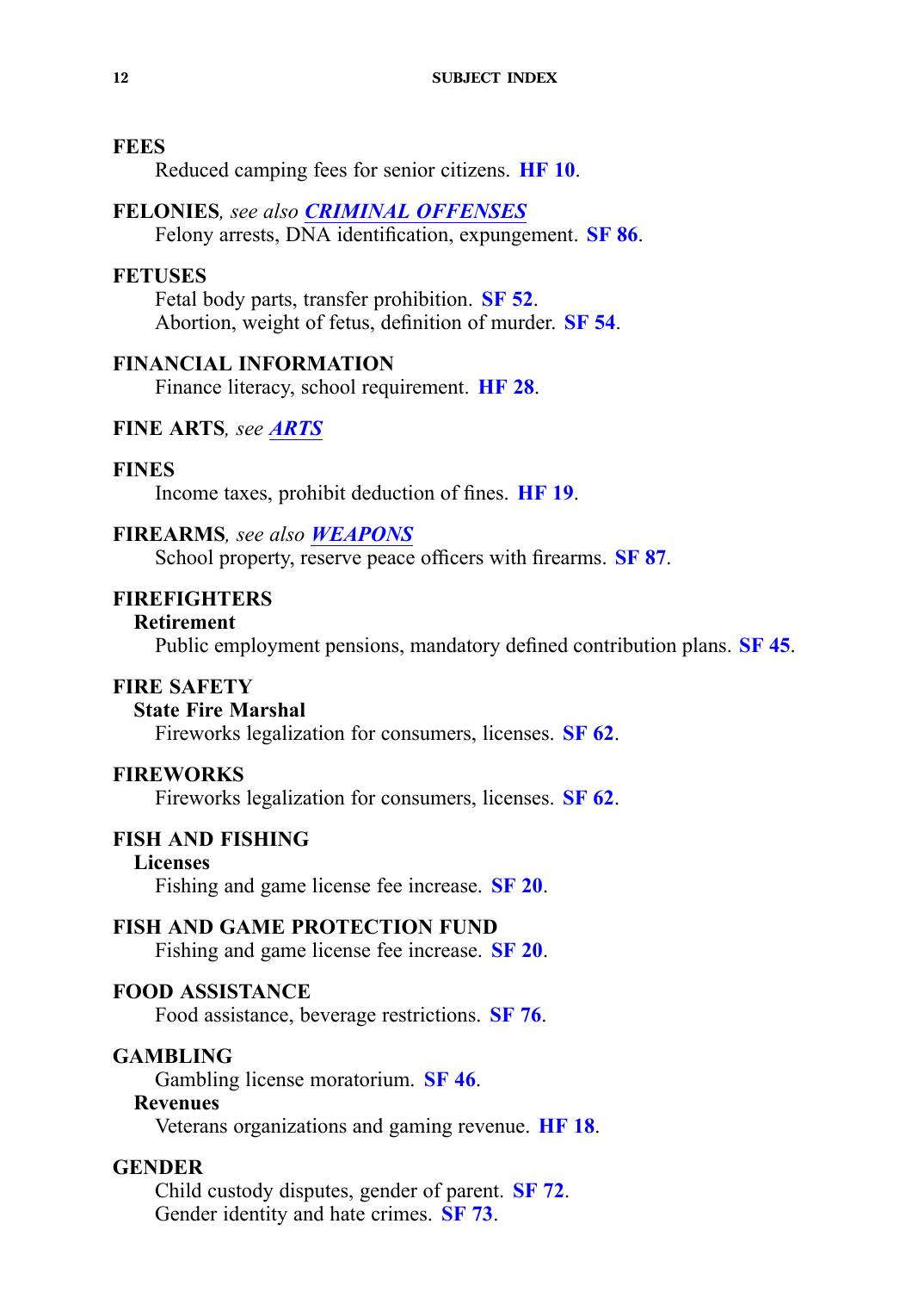**FEES**

Reduced camping fees for senior citizens. **HF 10**.

**FELONIES**, *see also* ***CRIMINAL OFFENSES***

Felony arrests, DNA identification, expungement. **SF 86**.

**FETUSES**

Fetal body parts, transfer prohibition. **SF 52**.
Abortion, weight of fetus, definition of murder. **SF 54**.

**FINANCIAL INFORMATION**

Finance literacy, school requirement. **HF 28**.

**FINE ARTS**, *see* ***ARTS***

**FINES**

Income taxes, prohibit deduction of fines. **HF 19**.

**FIREARMS**, *see also* ***WEAPONS***

School property, reserve peace officers with firearms. **SF 87**.

**FIREFIGHTERS**

**Retirement**

Public employment pensions, mandatory defined contribution plans. **SF 45**.

**FIRE SAFETY**

**State Fire Marshal**

Fireworks legalization for consumers, licenses. **SF 62**.

**FIREWORKS**

Fireworks legalization for consumers, licenses. **SF 62**.

**FISH AND FISHING**

**Licenses**

Fishing and game license fee increase. **SF 20**.

**FISH AND GAME PROTECTION FUND**

Fishing and game license fee increase. **SF 20**.

**FOOD ASSISTANCE**

Food assistance, beverage restrictions. **SF 76**.

**GAMBLING**

Gambling license moratorium. **SF 46**.

**Revenues**

Veterans organizations and gaming revenue. **HF 18**.

**GENDER**

Child custody disputes, gender of parent. **SF 72**.
Gender identity and hate crimes. **SF 73**.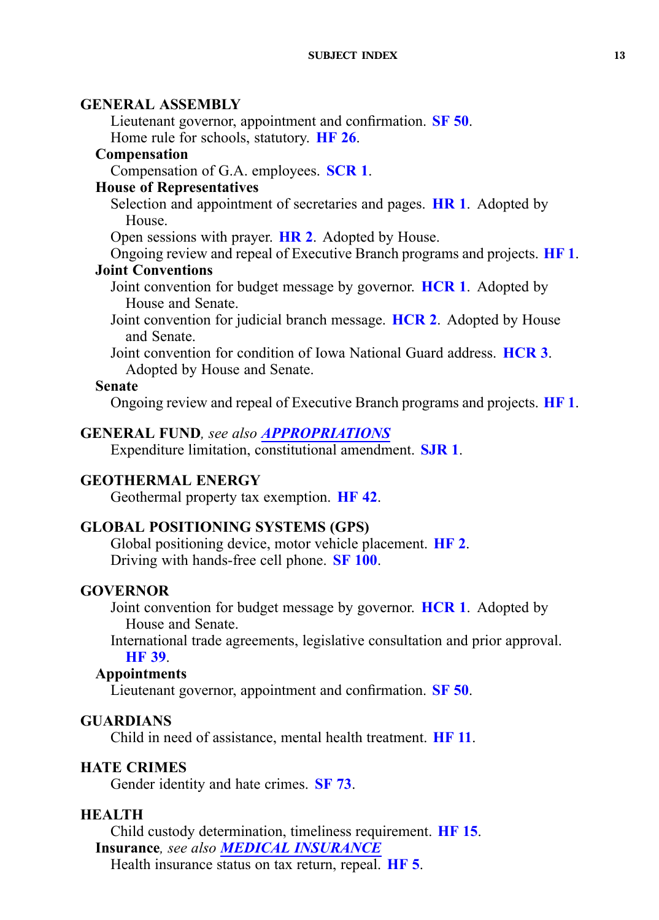**GENERAL ASSEMBLY**

Lieutenant governor, appointment and confirmation. **SF 50**.

Home rule for schools, statutory. **HF 26**.

**Compensation**

Compensation of G.A. employees. **SCR 1**.

**House of Representatives**

Selection and appointment of secretaries and pages. **HR 1**. Adopted by House.

Open sessions with prayer. **HR 2**. Adopted by House.

Ongoing review and repeal of Executive Branch programs and projects. **HF 1**.

**Joint Conventions**

Joint convention for budget message by governor. **HCR 1**. Adopted by House and Senate.

Joint convention for judicial branch message. **HCR 2**. Adopted by House and Senate.

Joint convention for condition of Iowa National Guard address. **HCR 3**. Adopted by House and Senate.

**Senate**

Ongoing review and repeal of Executive Branch programs and projects. **HF 1**.

**GENERAL FUND**, *see also* ***APPROPRIATIONS***

Expenditure limitation, constitutional amendment. **SJR 1**.

**GEOTHERMAL ENERGY**

Geothermal property tax exemption. **HF 42**.

**GLOBAL POSITIONING SYSTEMS (GPS)**

Global positioning device, motor vehicle placement. **HF 2**.

Driving with hands-free cell phone. **SF 100**.

**GOVERNOR**

Joint convention for budget message by governor. **HCR 1**. Adopted by House and Senate.

International trade agreements, legislative consultation and prior approval. **HF 39**.

**Appointments**

Lieutenant governor, appointment and confirmation. **SF 50**.

**GUARDIANS**

Child in need of assistance, mental health treatment. **HF 11**.

**HATE CRIMES**

Gender identity and hate crimes. **SF 73**.

**HEALTH**

Child custody determination, timeliness requirement. **HF 15**.

**Insurance**, *see also* ***MEDICAL INSURANCE***

Health insurance status on tax return, repeal. **HF 5**.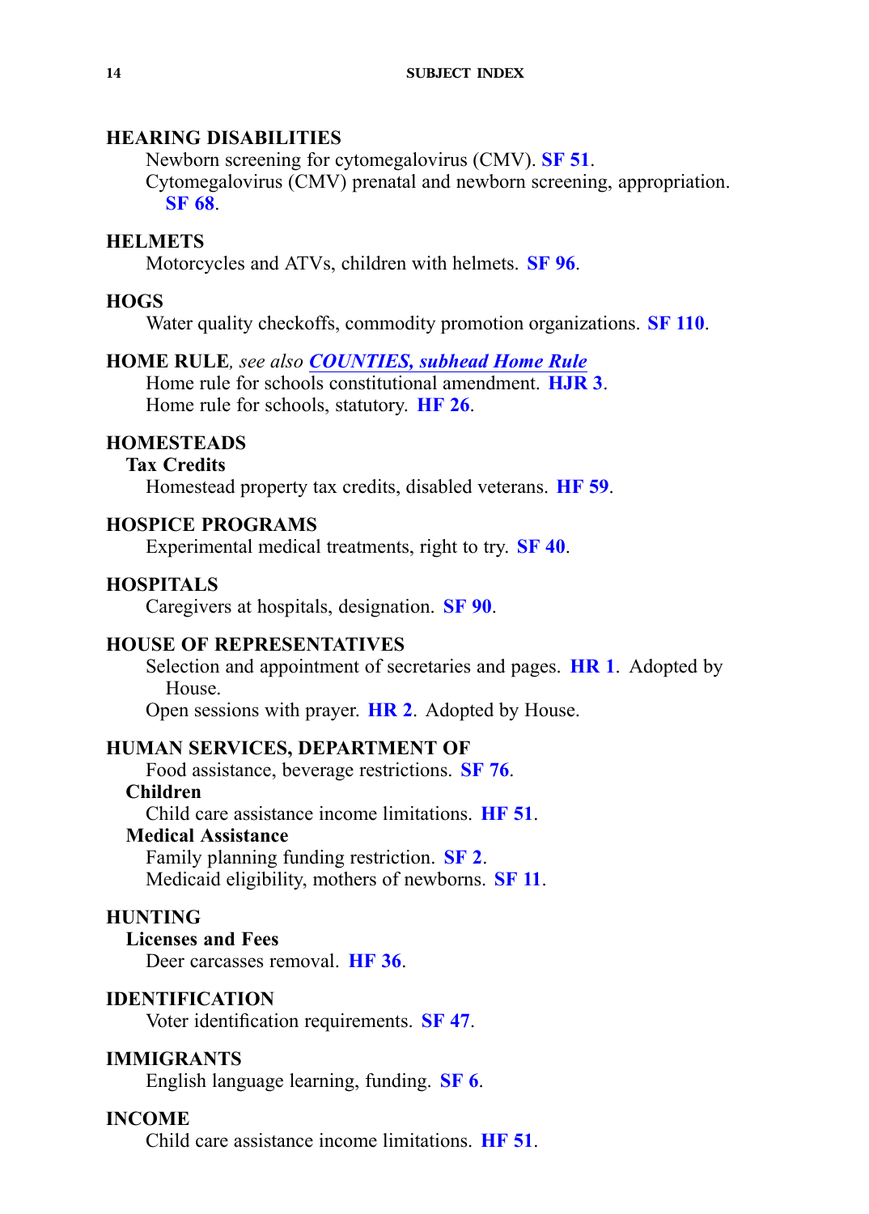## HEARING DISABILITIES

Newborn screening for cytomegalovirus (CMV). **SF 51**.

Cytomegalovirus (CMV) prenatal and newborn screening, appropriation. **SF 68**.

## HELMETS

Motorcycles and ATVs, children with helmets. **SF 96**.

## HOGS

Water quality checkoffs, commodity promotion organizations. **SF 110**.

## HOME RULE, *see also* ***COUNTIES, subhead Home Rule***

Home rule for schools constitutional amendment. **HJR 3**.

Home rule for schools, statutory. **HF 26**.

## HOMESTEADS

### Tax Credits

Homestead property tax credits, disabled veterans. **HF 59**.

## HOSPICE PROGRAMS

Experimental medical treatments, right to try. **SF 40**.

## HOSPITALS

Caregivers at hospitals, designation. **SF 90**.

## HOUSE OF REPRESENTATIVES

Selection and appointment of secretaries and pages. **HR 1**. Adopted by House.

Open sessions with prayer. **HR 2**. Adopted by House.

## HUMAN SERVICES, DEPARTMENT OF

Food assistance, beverage restrictions. **SF 76**.

### Children

Child care assistance income limitations. **HF 51**.

### Medical Assistance

Family planning funding restriction. **SF 2**.

Medicaid eligibility, mothers of newborns. **SF 11**.

## HUNTING

### Licenses and Fees

Deer carcasses removal. **HF 36**.

## IDENTIFICATION

Voter identification requirements. **SF 47**.

## IMMIGRANTS

English language learning, funding. **SF 6**.

## INCOME

Child care assistance income limitations. **HF 51**.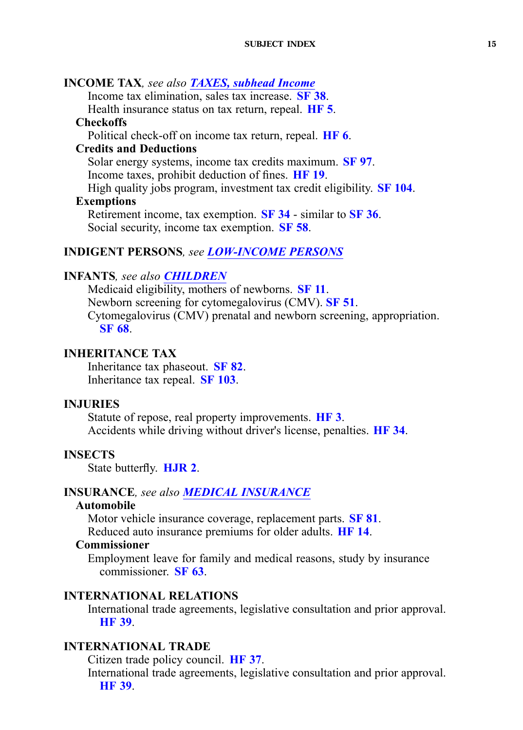**INCOME TAX**, *see also* ***TAXES, subhead Income***

Income tax elimination, sales tax increase. **SF 38**.

Health insurance status on tax return, repeal. **HF 5**.

**Checkoffs**

Political check-off on income tax return, repeal. **HF 6**.

**Credits and Deductions**

Solar energy systems, income tax credits maximum. **SF 97**.

Income taxes, prohibit deduction of fines. **HF 19**.

High quality jobs program, investment tax credit eligibility. **SF 104**.

**Exemptions**

Retirement income, tax exemption. **SF 34** - similar to **SF 36**.

Social security, income tax exemption. **SF 58**.

**INDIGENT PERSONS**, *see* ***LOW-INCOME PERSONS***

**INFANTS**, *see also* ***CHILDREN***

Medicaid eligibility, mothers of newborns. **SF 11**.

Newborn screening for cytomegalovirus (CMV). **SF 51**.

Cytomegalovirus (CMV) prenatal and newborn screening, appropriation. **SF 68**.

**INHERITANCE TAX**

Inheritance tax phaseout. **SF 82**.

Inheritance tax repeal. **SF 103**.

**INJURIES**

Statute of repose, real property improvements. **HF 3**.

Accidents while driving without driver's license, penalties. **HF 34**.

**INSECTS**

State butterfly. **HJR 2**.

**INSURANCE**, *see also* ***MEDICAL INSURANCE***

**Automobile**

Motor vehicle insurance coverage, replacement parts. **SF 81**.

Reduced auto insurance premiums for older adults. **HF 14**.

**Commissioner**

Employment leave for family and medical reasons, study by insurance commissioner. **SF 63**.

**INTERNATIONAL RELATIONS**

International trade agreements, legislative consultation and prior approval. **HF 39**.

**INTERNATIONAL TRADE**

Citizen trade policy council. **HF 37**.

International trade agreements, legislative consultation and prior approval. **HF 39**.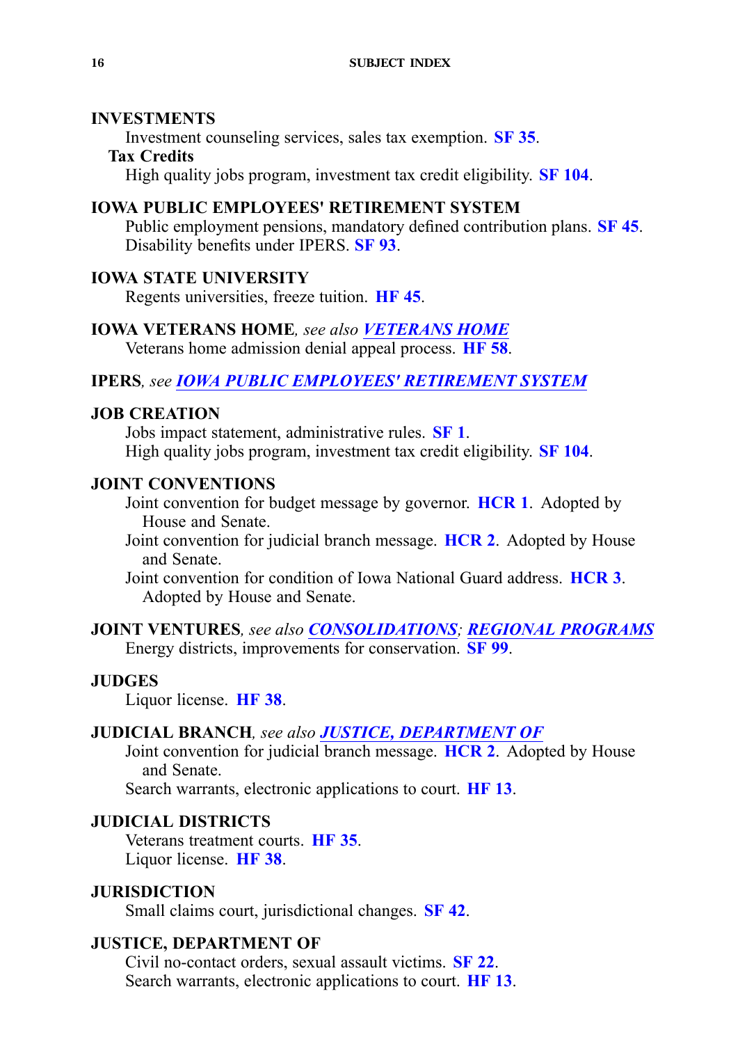**INVESTMENTS**

Investment counseling services, sales tax exemption. **SF 35**.

**Tax Credits**

High quality jobs program, investment tax credit eligibility. **SF 104**.

**IOWA PUBLIC EMPLOYEES' RETIREMENT SYSTEM**

Public employment pensions, mandatory defined contribution plans. **SF 45**.
Disability benefits under IPERS. **SF 93**.

**IOWA STATE UNIVERSITY**

Regents universities, freeze tuition. **HF 45**.

**IOWA VETERANS HOME**, *see also* ***VETERANS HOME***

Veterans home admission denial appeal process. **HF 58**.

**IPERS**, *see* ***IOWA PUBLIC EMPLOYEES' RETIREMENT SYSTEM***

**JOB CREATION**

Jobs impact statement, administrative rules. **SF 1**.
High quality jobs program, investment tax credit eligibility. **SF 104**.

**JOINT CONVENTIONS**

Joint convention for budget message by governor. **HCR 1**. Adopted by House and Senate.
Joint convention for judicial branch message. **HCR 2**. Adopted by House and Senate.
Joint convention for condition of Iowa National Guard address. **HCR 3**. Adopted by House and Senate.

**JOINT VENTURES**, *see also* ***CONSOLIDATIONS***; ***REGIONAL PROGRAMS***

Energy districts, improvements for conservation. **SF 99**.

**JUDGES**

Liquor license. **HF 38**.

**JUDICIAL BRANCH**, *see also* ***JUSTICE, DEPARTMENT OF***

Joint convention for judicial branch message. **HCR 2**. Adopted by House and Senate.
Search warrants, electronic applications to court. **HF 13**.

**JUDICIAL DISTRICTS**

Veterans treatment courts. **HF 35**.
Liquor license. **HF 38**.

**JURISDICTION**

Small claims court, jurisdictional changes. **SF 42**.

**JUSTICE, DEPARTMENT OF**

Civil no-contact orders, sexual assault victims. **SF 22**.
Search warrants, electronic applications to court. **HF 13**.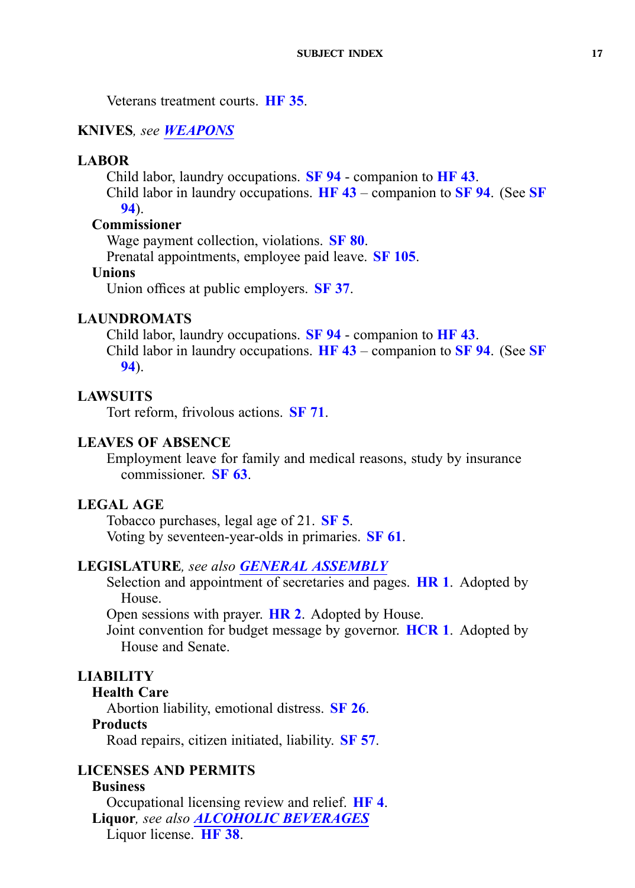Veterans treatment courts. **HF 35**.

**KNIVES**, *see* ***WEAPONS***

**LABOR**

Child labor, laundry occupations. **SF 94** - companion to **HF 43**.

Child labor in laundry occupations. **HF 43** – companion to **SF 94**. (See **SF 94**).

**Commissioner**

Wage payment collection, violations. **SF 80**.

Prenatal appointments, employee paid leave. **SF 105**.

**Unions**

Union offices at public employers. **SF 37**.

**LAUNDROMATS**

Child labor, laundry occupations. **SF 94** - companion to **HF 43**.

Child labor in laundry occupations. **HF 43** – companion to **SF 94**. (See **SF 94**).

**LAWSUITS**

Tort reform, frivolous actions. **SF 71**.

**LEAVES OF ABSENCE**

Employment leave for family and medical reasons, study by insurance commissioner. **SF 63**.

**LEGAL AGE**

Tobacco purchases, legal age of 21. **SF 5**.

Voting by seventeen-year-olds in primaries. **SF 61**.

**LEGISLATURE**, *see also* ***GENERAL ASSEMBLY***

Selection and appointment of secretaries and pages. **HR 1**. Adopted by House.

Open sessions with prayer. **HR 2**. Adopted by House.

Joint convention for budget message by governor. **HCR 1**. Adopted by House and Senate.

**LIABILITY**

**Health Care**

Abortion liability, emotional distress. **SF 26**.

**Products**

Road repairs, citizen initiated, liability. **SF 57**.

**LICENSES AND PERMITS**

**Business**

Occupational licensing review and relief. **HF 4**.

**Liquor**, *see also* ***ALCOHOLIC BEVERAGES***

Liquor license. **HF 38**.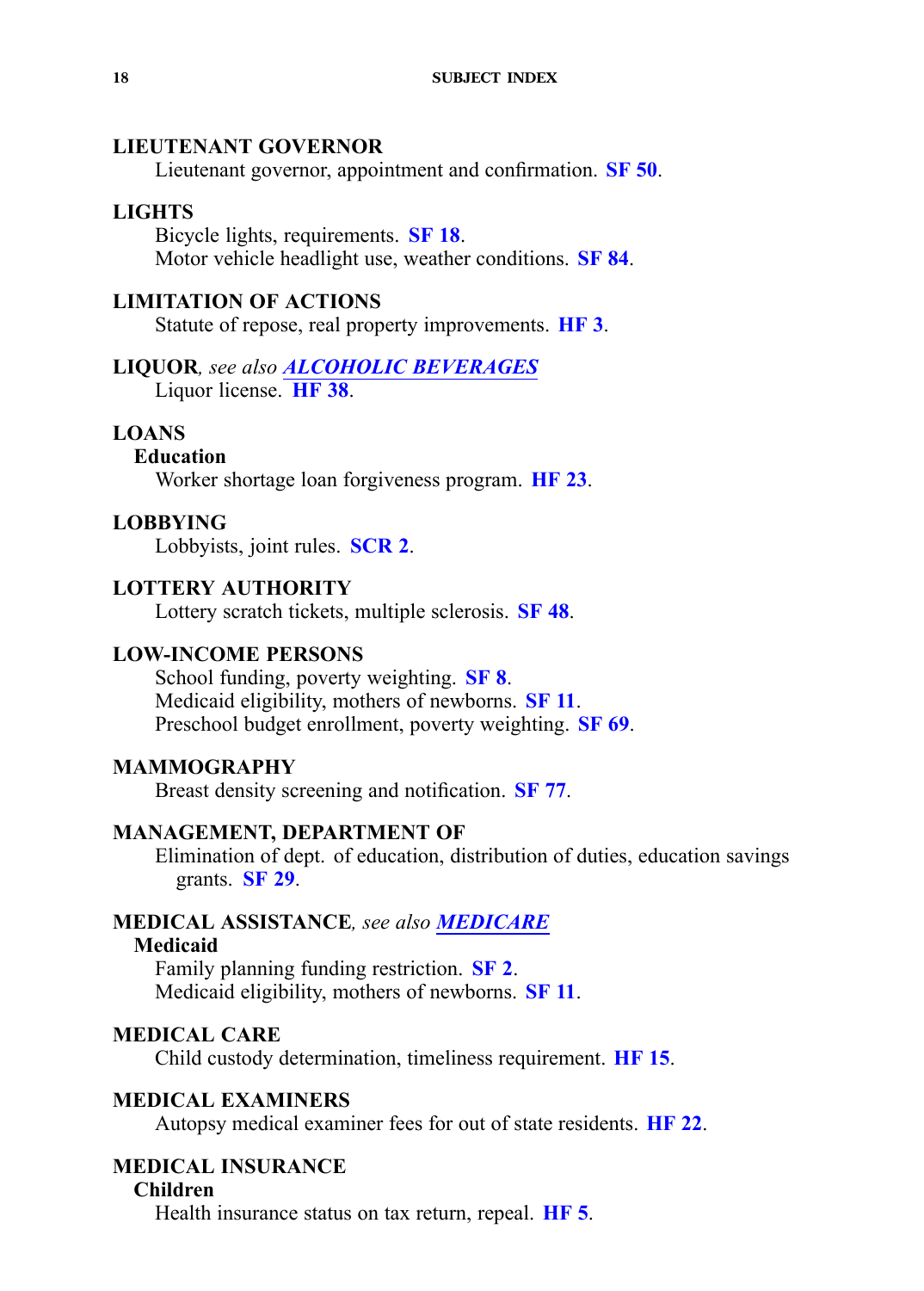**LIEUTENANT GOVERNOR**

Lieutenant governor, appointment and confirmation. **SF 50**.

**LIGHTS**

Bicycle lights, requirements. **SF 18**.
Motor vehicle headlight use, weather conditions. **SF 84**.

**LIMITATION OF ACTIONS**

Statute of repose, real property improvements. **HF 3**.

**LIQUOR**, *see also* ***ALCOHOLIC BEVERAGES***

Liquor license. **HF 38**.

**LOANS**

**Education**

Worker shortage loan forgiveness program. **HF 23**.

**LOBBYING**

Lobbyists, joint rules. **SCR 2**.

**LOTTERY AUTHORITY**

Lottery scratch tickets, multiple sclerosis. **SF 48**.

**LOW-INCOME PERSONS**

School funding, poverty weighting. **SF 8**.
Medicaid eligibility, mothers of newborns. **SF 11**.
Preschool budget enrollment, poverty weighting. **SF 69**.

**MAMMOGRAPHY**

Breast density screening and notification. **SF 77**.

**MANAGEMENT, DEPARTMENT OF**

Elimination of dept. of education, distribution of duties, education savings grants. **SF 29**.

**MEDICAL ASSISTANCE**, *see also* ***MEDICARE***

**Medicaid**

Family planning funding restriction. **SF 2**.
Medicaid eligibility, mothers of newborns. **SF 11**.

**MEDICAL CARE**

Child custody determination, timeliness requirement. **HF 15**.

**MEDICAL EXAMINERS**

Autopsy medical examiner fees for out of state residents. **HF 22**.

**MEDICAL INSURANCE**

**Children**

Health insurance status on tax return, repeal. **HF 5**.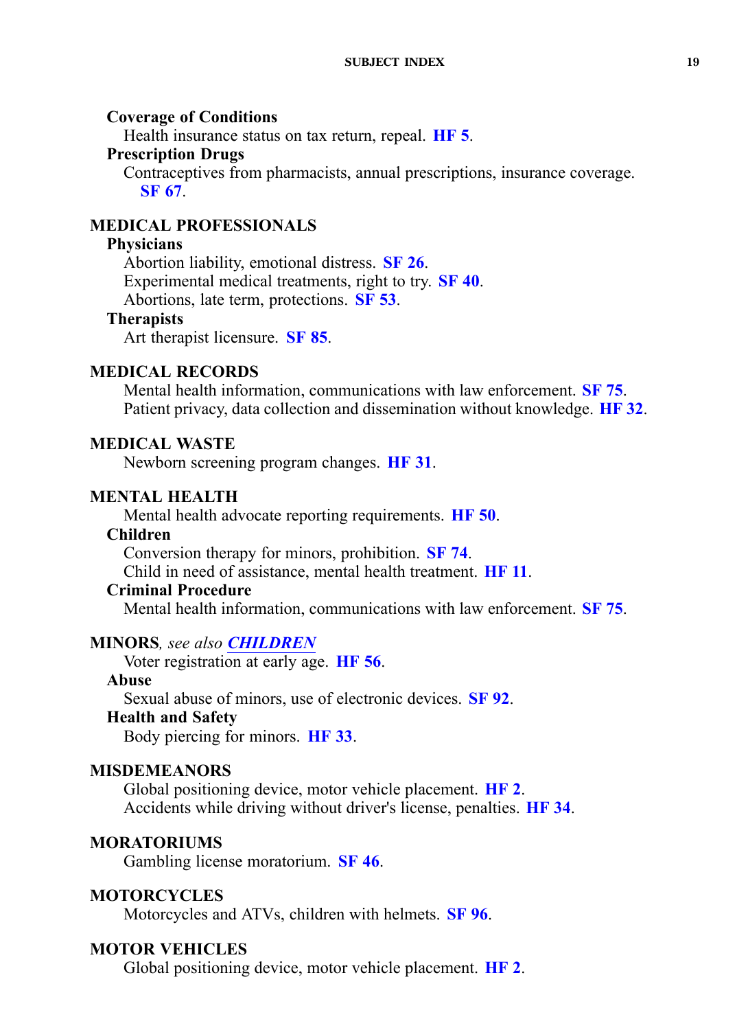**Coverage of Conditions**

Health insurance status on tax return, repeal. **HF 5**.

**Prescription Drugs**

Contraceptives from pharmacists, annual prescriptions, insurance coverage. **SF 67**.

## MEDICAL PROFESSIONALS

**Physicians**

Abortion liability, emotional distress. **SF 26**.
Experimental medical treatments, right to try. **SF 40**.
Abortions, late term, protections. **SF 53**.

**Therapists**

Art therapist licensure. **SF 85**.

## MEDICAL RECORDS

Mental health information, communications with law enforcement. **SF 75**.
Patient privacy, data collection and dissemination without knowledge. **HF 32**.

## MEDICAL WASTE

Newborn screening program changes. **HF 31**.

## MENTAL HEALTH

Mental health advocate reporting requirements. **HF 50**.

**Children**

Conversion therapy for minors, prohibition. **SF 74**.
Child in need of assistance, mental health treatment. **HF 11**.

**Criminal Procedure**

Mental health information, communications with law enforcement. **SF 75**.

## MINORS, *see also* ***CHILDREN***

Voter registration at early age. **HF 56**.

**Abuse**

Sexual abuse of minors, use of electronic devices. **SF 92**.

**Health and Safety**

Body piercing for minors. **HF 33**.

## MISDEMEANORS

Global positioning device, motor vehicle placement. **HF 2**.
Accidents while driving without driver's license, penalties. **HF 34**.

## MORATORIUMS

Gambling license moratorium. **SF 46**.

## MOTORCYCLES

Motorcycles and ATVs, children with helmets. **SF 96**.

## MOTOR VEHICLES

Global positioning device, motor vehicle placement. **HF 2**.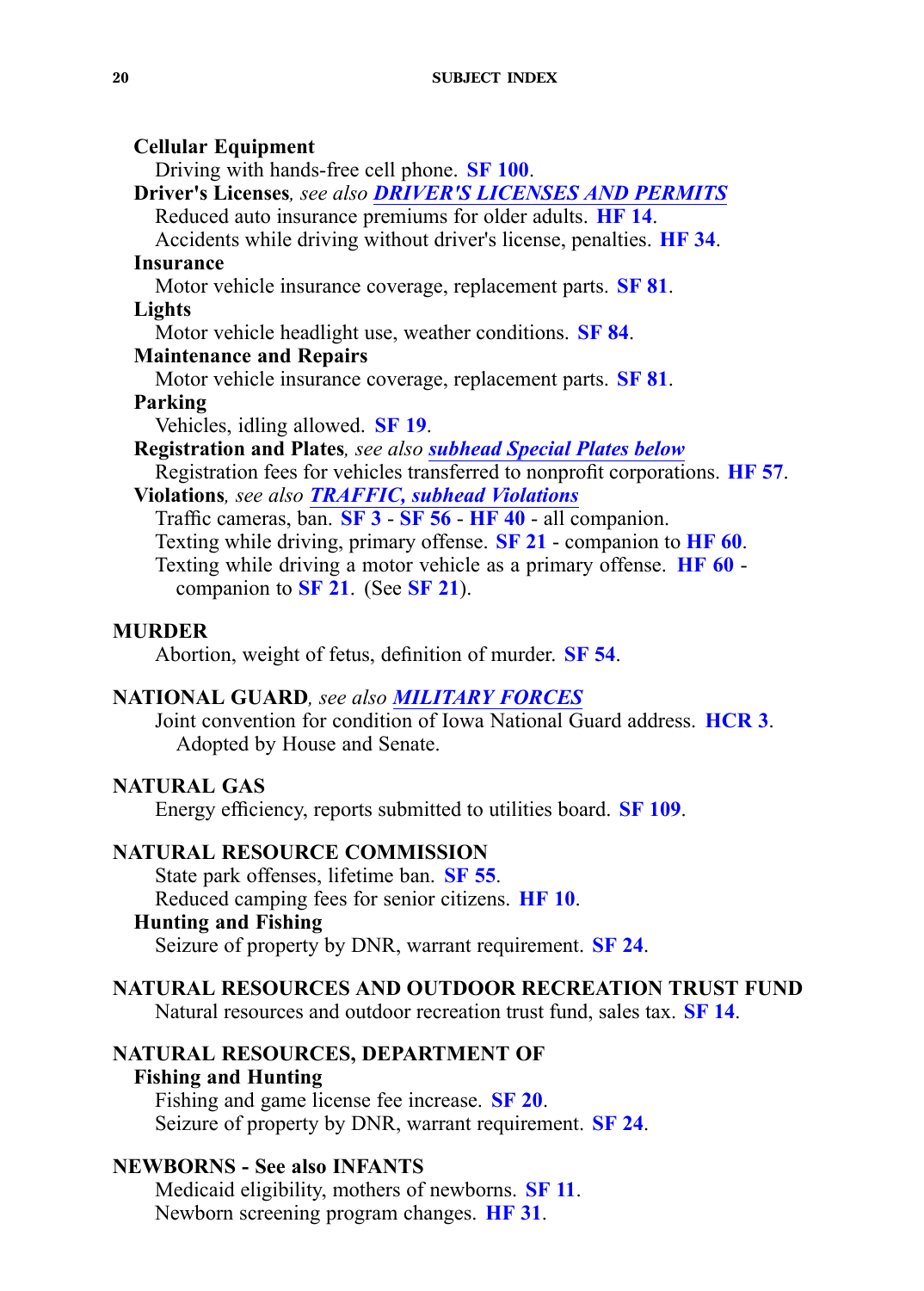**Cellular Equipment**

Driving with hands-free cell phone. **SF 100**.

**Driver's Licenses**, *see also* ***DRIVER'S LICENSES AND PERMITS***

Reduced auto insurance premiums for older adults. **HF 14**.

Accidents while driving without driver's license, penalties. **HF 34**.

**Insurance**

Motor vehicle insurance coverage, replacement parts. **SF 81**.

**Lights**

Motor vehicle headlight use, weather conditions. **SF 84**.

**Maintenance and Repairs**

Motor vehicle insurance coverage, replacement parts. **SF 81**.

**Parking**

Vehicles, idling allowed. **SF 19**.

**Registration and Plates**, *see also* ***subhead Special Plates below***

Registration fees for vehicles transferred to nonprofit corporations. **HF 57**.

**Violations**, *see also* ***TRAFFIC, subhead Violations***

Traffic cameras, ban. **SF 3** - **SF 56** - **HF 40** - all companion.

Texting while driving, primary offense. **SF 21** - companion to **HF 60**.

Texting while driving a motor vehicle as a primary offense. **HF 60** - companion to **SF 21**. (See **SF 21**).

## MURDER

Abortion, weight of fetus, definition of murder. **SF 54**.

## NATIONAL GUARD, *see also* ***MILITARY FORCES***

Joint convention for condition of Iowa National Guard address. **HCR 3**. Adopted by House and Senate.

## NATURAL GAS

Energy efficiency, reports submitted to utilities board. **SF 109**.

## NATURAL RESOURCE COMMISSION

State park offenses, lifetime ban. **SF 55**.

Reduced camping fees for senior citizens. **HF 10**.

**Hunting and Fishing**

Seizure of property by DNR, warrant requirement. **SF 24**.

## NATURAL RESOURCES AND OUTDOOR RECREATION TRUST FUND

Natural resources and outdoor recreation trust fund, sales tax. **SF 14**.

## NATURAL RESOURCES, DEPARTMENT OF

**Fishing and Hunting**

Fishing and game license fee increase. **SF 20**.

Seizure of property by DNR, warrant requirement. **SF 24**.

## NEWBORNS - See also INFANTS

Medicaid eligibility, mothers of newborns. **SF 11**.

Newborn screening program changes. **HF 31**.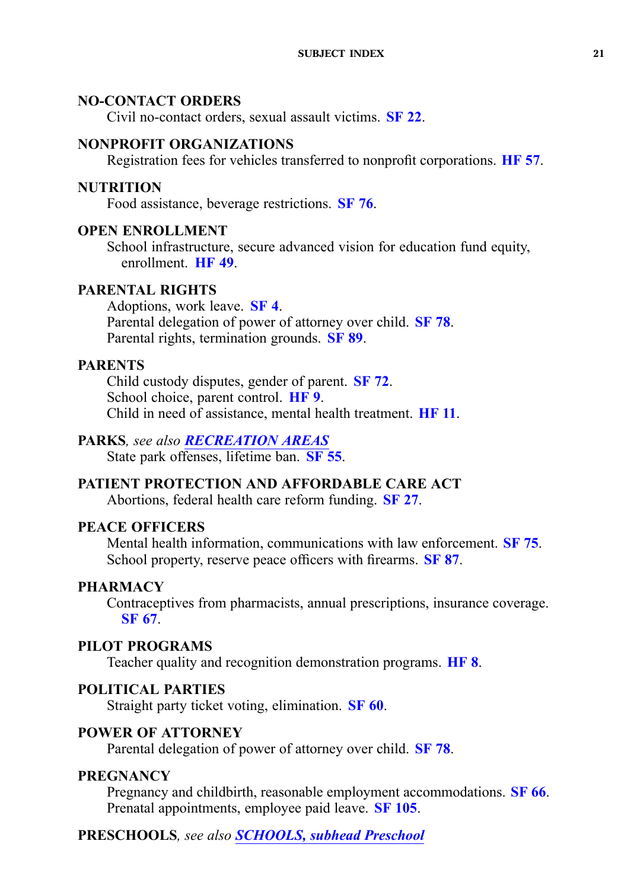**NO-CONTACT ORDERS**

Civil no-contact orders, sexual assault victims. **SF 22**.

**NONPROFIT ORGANIZATIONS**

Registration fees for vehicles transferred to nonprofit corporations. **HF 57**.

**NUTRITION**

Food assistance, beverage restrictions. **SF 76**.

**OPEN ENROLLMENT**

School infrastructure, secure advanced vision for education fund equity, enrollment. **HF 49**.

**PARENTAL RIGHTS**

Adoptions, work leave. **SF 4**.
Parental delegation of power of attorney over child. **SF 78**.
Parental rights, termination grounds. **SF 89**.

**PARENTS**

Child custody disputes, gender of parent. **SF 72**.
School choice, parent control. **HF 9**.
Child in need of assistance, mental health treatment. **HF 11**.

**PARKS**, *see also* ***RECREATION AREAS***

State park offenses, lifetime ban. **SF 55**.

**PATIENT PROTECTION AND AFFORDABLE CARE ACT**

Abortions, federal health care reform funding. **SF 27**.

**PEACE OFFICERS**

Mental health information, communications with law enforcement. **SF 75**.
School property, reserve peace officers with firearms. **SF 87**.

**PHARMACY**

Contraceptives from pharmacists, annual prescriptions, insurance coverage. **SF 67**.

**PILOT PROGRAMS**

Teacher quality and recognition demonstration programs. **HF 8**.

**POLITICAL PARTIES**

Straight party ticket voting, elimination. **SF 60**.

**POWER OF ATTORNEY**

Parental delegation of power of attorney over child. **SF 78**.

**PREGNANCY**

Pregnancy and childbirth, reasonable employment accommodations. **SF 66**.
Prenatal appointments, employee paid leave. **SF 105**.

**PRESCHOOLS**, *see also* ***SCHOOLS, subhead Preschool***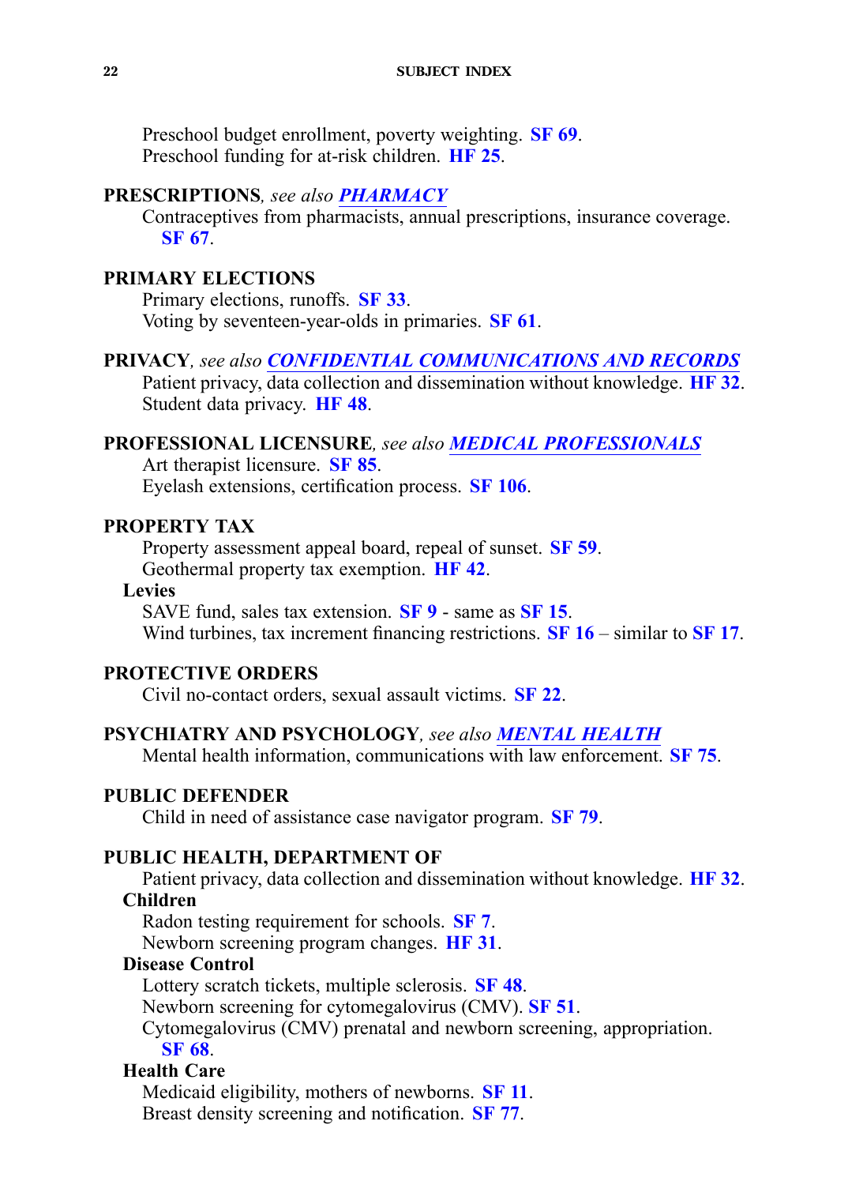Preschool budget enrollment, poverty weighting. **SF 69**.
Preschool funding for at-risk children. **HF 25**.

**PRESCRIPTIONS**, *see also* ***PHARMACY***
Contraceptives from pharmacists, annual prescriptions, insurance coverage. **SF 67**.

**PRIMARY ELECTIONS**
Primary elections, runoffs. **SF 33**.
Voting by seventeen-year-olds in primaries. **SF 61**.

**PRIVACY**, *see also* ***CONFIDENTIAL COMMUNICATIONS AND RECORDS***
Patient privacy, data collection and dissemination without knowledge. **HF 32**.
Student data privacy. **HF 48**.

**PROFESSIONAL LICENSURE**, *see also* ***MEDICAL PROFESSIONALS***
Art therapist licensure. **SF 85**.
Eyelash extensions, certification process. **SF 106**.

**PROPERTY TAX**
Property assessment appeal board, repeal of sunset. **SF 59**.
Geothermal property tax exemption. **HF 42**.

**Levies**
SAVE fund, sales tax extension. **SF 9** - same as **SF 15**.
Wind turbines, tax increment financing restrictions. **SF 16** – similar to **SF 17**.

**PROTECTIVE ORDERS**
Civil no-contact orders, sexual assault victims. **SF 22**.

**PSYCHIATRY AND PSYCHOLOGY**, *see also* ***MENTAL HEALTH***
Mental health information, communications with law enforcement. **SF 75**.

**PUBLIC DEFENDER**
Child in need of assistance case navigator program. **SF 79**.

**PUBLIC HEALTH, DEPARTMENT OF**
Patient privacy, data collection and dissemination without knowledge. **HF 32**.

**Children**
Radon testing requirement for schools. **SF 7**.
Newborn screening program changes. **HF 31**.

**Disease Control**
Lottery scratch tickets, multiple sclerosis. **SF 48**.
Newborn screening for cytomegalovirus (CMV). **SF 51**.
Cytomegalovirus (CMV) prenatal and newborn screening, appropriation. **SF 68**.

**Health Care**
Medicaid eligibility, mothers of newborns. **SF 11**.
Breast density screening and notification. **SF 77**.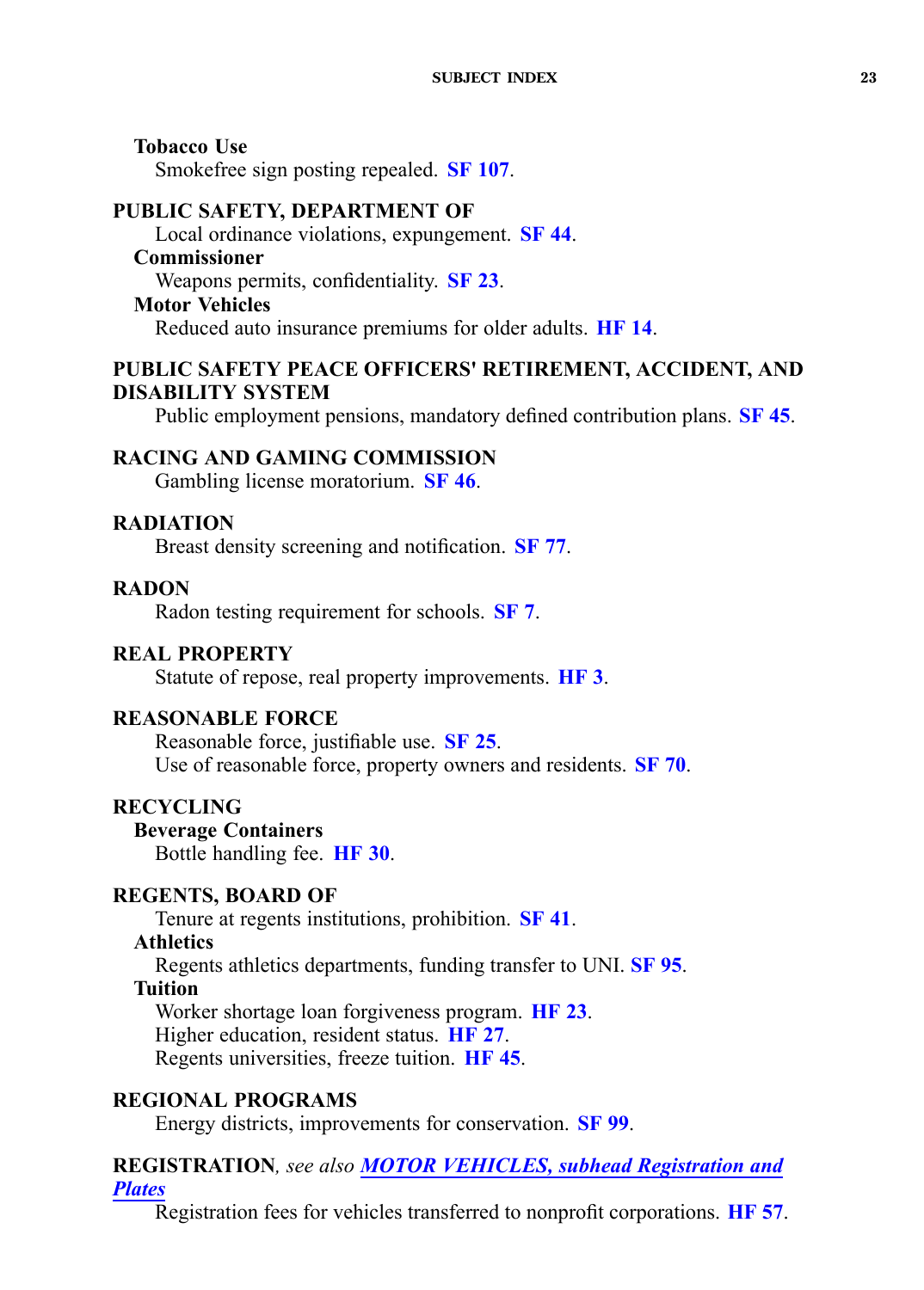**Tobacco Use**

Smokefree sign posting repealed. **SF 107**.

**PUBLIC SAFETY, DEPARTMENT OF**

Local ordinance violations, expungement. **SF 44**.

**Commissioner**

Weapons permits, confidentiality. **SF 23**.

**Motor Vehicles**

Reduced auto insurance premiums for older adults. **HF 14**.

**PUBLIC SAFETY PEACE OFFICERS' RETIREMENT, ACCIDENT, AND DISABILITY SYSTEM**

Public employment pensions, mandatory defined contribution plans. **SF 45**.

**RACING AND GAMING COMMISSION**

Gambling license moratorium. **SF 46**.

**RADIATION**

Breast density screening and notification. **SF 77**.

**RADON**

Radon testing requirement for schools. **SF 7**.

**REAL PROPERTY**

Statute of repose, real property improvements. **HF 3**.

**REASONABLE FORCE**

Reasonable force, justifiable use. **SF 25**.
Use of reasonable force, property owners and residents. **SF 70**.

**RECYCLING**

**Beverage Containers**

Bottle handling fee. **HF 30**.

**REGENTS, BOARD OF**

Tenure at regents institutions, prohibition. **SF 41**.

**Athletics**

Regents athletics departments, funding transfer to UNI. **SF 95**.

**Tuition**

Worker shortage loan forgiveness program. **HF 23**.
Higher education, resident status. **HF 27**.
Regents universities, freeze tuition. **HF 45**.

**REGIONAL PROGRAMS**

Energy districts, improvements for conservation. **SF 99**.

**REGISTRATION**, *see also* ***MOTOR VEHICLES, subhead Registration and Plates***

Registration fees for vehicles transferred to nonprofit corporations. **HF 57**.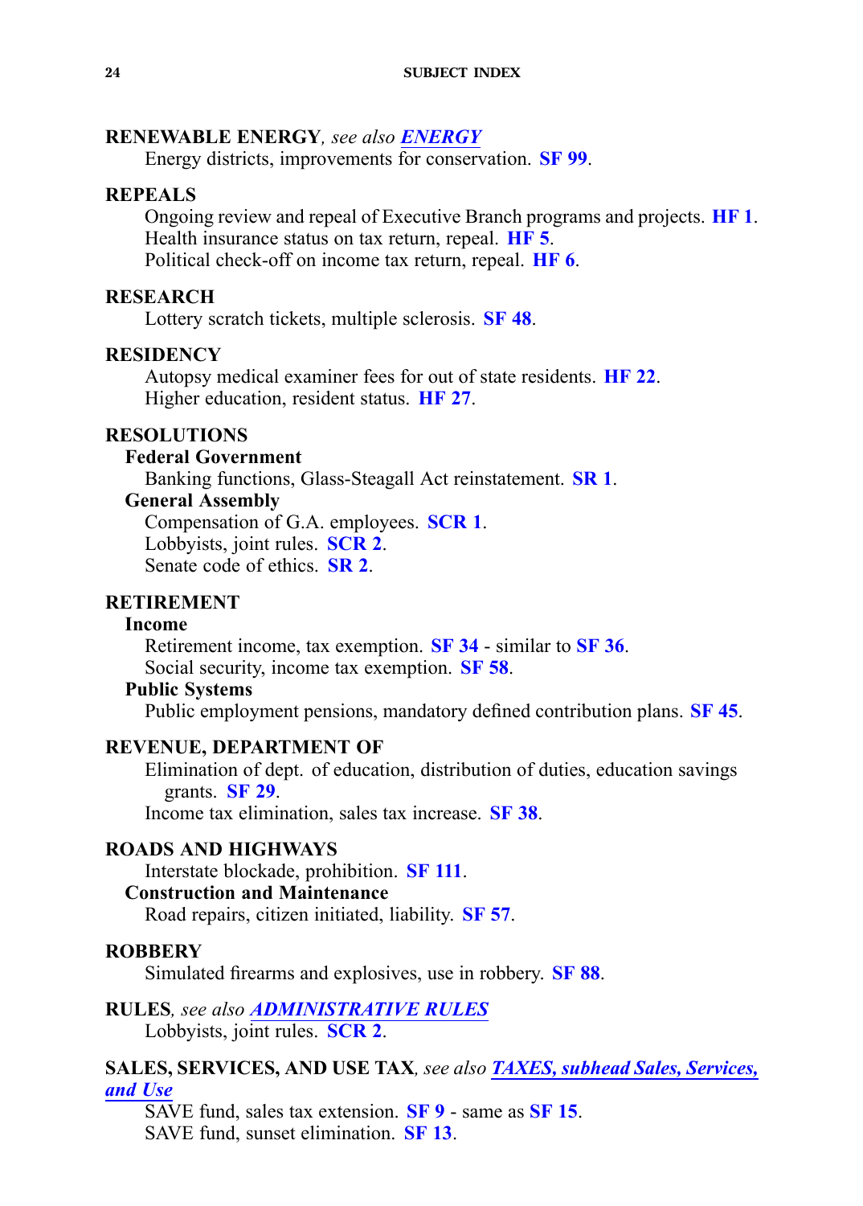**RENEWABLE ENERGY**, *see also* ***ENERGY***

Energy districts, improvements for conservation. **SF 99**.

**REPEALS**

Ongoing review and repeal of Executive Branch programs and projects. **HF 1**.
Health insurance status on tax return, repeal. **HF 5**.
Political check-off on income tax return, repeal. **HF 6**.

**RESEARCH**

Lottery scratch tickets, multiple sclerosis. **SF 48**.

**RESIDENCY**

Autopsy medical examiner fees for out of state residents. **HF 22**.
Higher education, resident status. **HF 27**.

**RESOLUTIONS**

**Federal Government**

Banking functions, Glass-Steagall Act reinstatement. **SR 1**.

**General Assembly**

Compensation of G.A. employees. **SCR 1**.
Lobbyists, joint rules. **SCR 2**.
Senate code of ethics. **SR 2**.

**RETIREMENT**

**Income**

Retirement income, tax exemption. **SF 34** - similar to **SF 36**.
Social security, income tax exemption. **SF 58**.

**Public Systems**

Public employment pensions, mandatory defined contribution plans. **SF 45**.

**REVENUE, DEPARTMENT OF**

Elimination of dept. of education, distribution of duties, education savings grants. **SF 29**.
Income tax elimination, sales tax increase. **SF 38**.

**ROADS AND HIGHWAYS**

Interstate blockade, prohibition. **SF 111**.

**Construction and Maintenance**

Road repairs, citizen initiated, liability. **SF 57**.

**ROBBERY**

Simulated firearms and explosives, use in robbery. **SF 88**.

**RULES**, *see also* ***ADMINISTRATIVE RULES***

Lobbyists, joint rules. **SCR 2**.

**SALES, SERVICES, AND USE TAX**, *see also* ***TAXES, subhead Sales, Services, and Use***

SAVE fund, sales tax extension. **SF 9** - same as **SF 15**.
SAVE fund, sunset elimination. **SF 13**.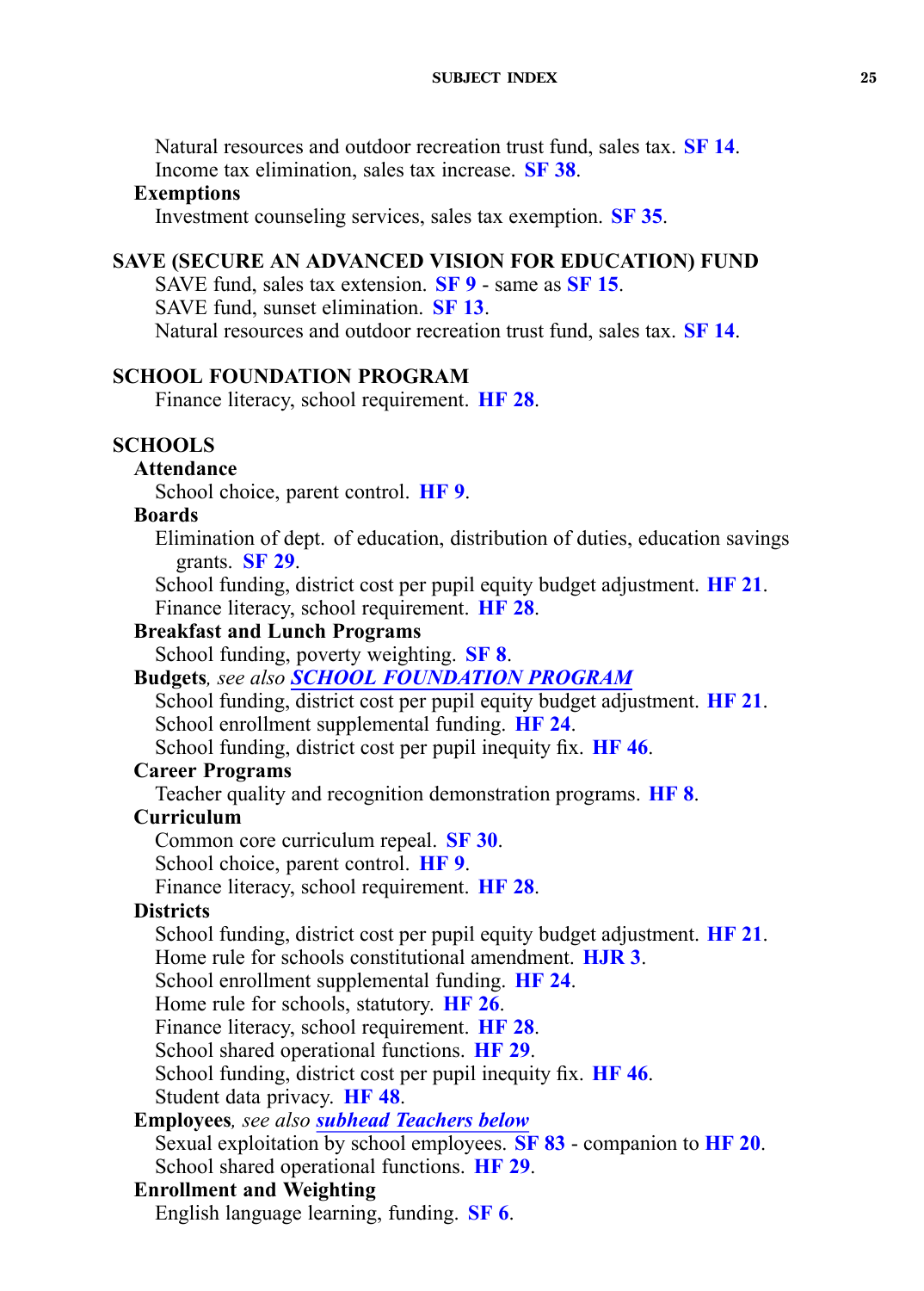Natural resources and outdoor recreation trust fund, sales tax. **SF 14**.
Income tax elimination, sales tax increase. **SF 38**.

**Exemptions**

Investment counseling services, sales tax exemption. **SF 35**.

## SAVE (SECURE AN ADVANCED VISION FOR EDUCATION) FUND

SAVE fund, sales tax extension. **SF 9** - same as **SF 15**.
SAVE fund, sunset elimination. **SF 13**.
Natural resources and outdoor recreation trust fund, sales tax. **SF 14**.

## SCHOOL FOUNDATION PROGRAM

Finance literacy, school requirement. **HF 28**.

## SCHOOLS

**Attendance**

School choice, parent control. **HF 9**.

**Boards**

Elimination of dept. of education, distribution of duties, education savings grants. **SF 29**.
School funding, district cost per pupil equity budget adjustment. **HF 21**.
Finance literacy, school requirement. **HF 28**.

**Breakfast and Lunch Programs**

School funding, poverty weighting. **SF 8**.

**Budgets**, *see also* ***SCHOOL FOUNDATION PROGRAM***

School funding, district cost per pupil equity budget adjustment. **HF 21**.
School enrollment supplemental funding. **HF 24**.
School funding, district cost per pupil inequity fix. **HF 46**.

**Career Programs**

Teacher quality and recognition demonstration programs. **HF 8**.

**Curriculum**

Common core curriculum repeal. **SF 30**.
School choice, parent control. **HF 9**.
Finance literacy, school requirement. **HF 28**.

**Districts**

School funding, district cost per pupil equity budget adjustment. **HF 21**.
Home rule for schools constitutional amendment. **HJR 3**.
School enrollment supplemental funding. **HF 24**.
Home rule for schools, statutory. **HF 26**.
Finance literacy, school requirement. **HF 28**.
School shared operational functions. **HF 29**.
School funding, district cost per pupil inequity fix. **HF 46**.
Student data privacy. **HF 48**.

**Employees**, *see also* ***subhead Teachers below***

Sexual exploitation by school employees. **SF 83** - companion to **HF 20**.
School shared operational functions. **HF 29**.

**Enrollment and Weighting**

English language learning, funding. **SF 6**.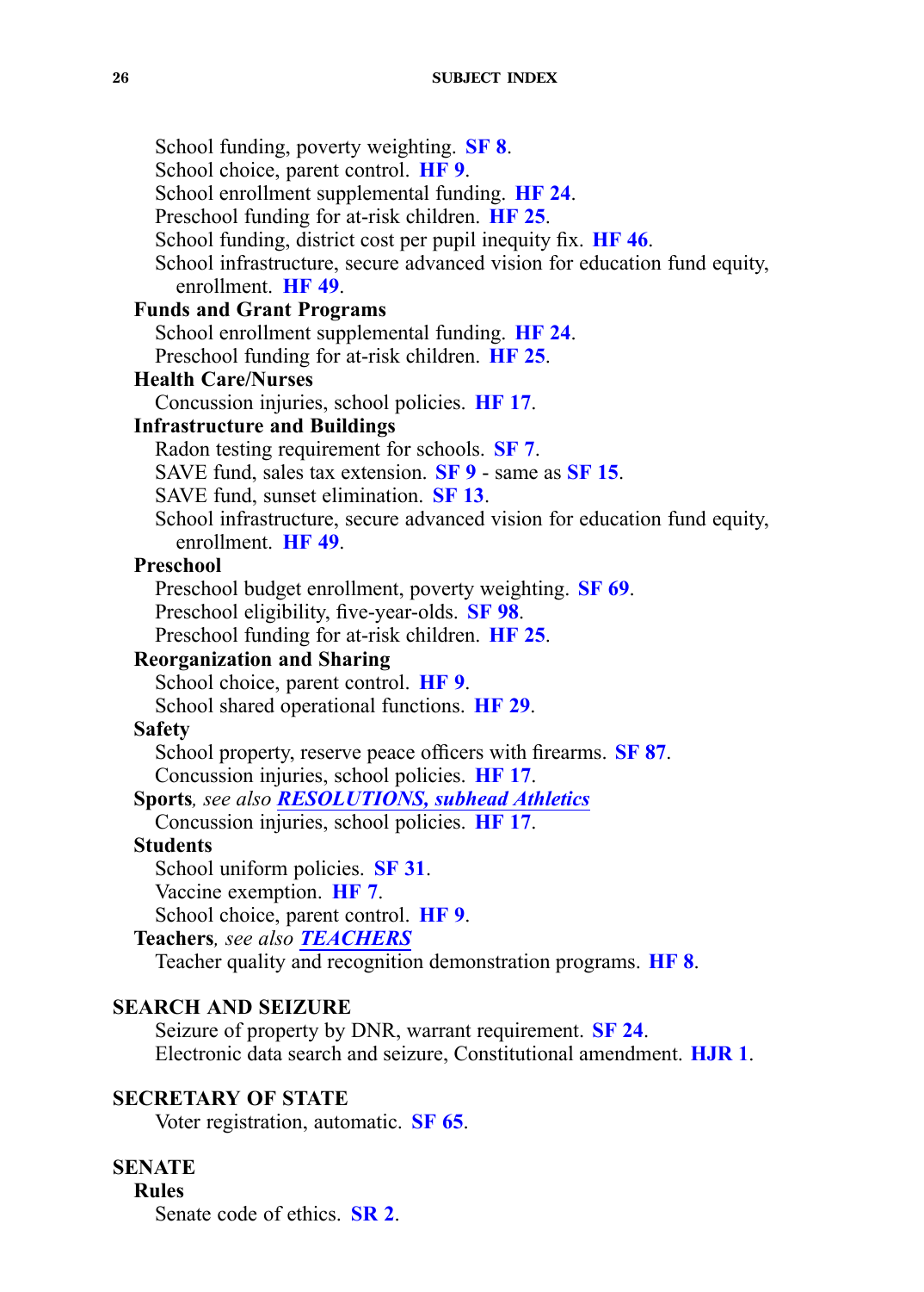School funding, poverty weighting. **SF 8**.
School choice, parent control. **HF 9**.
School enrollment supplemental funding. **HF 24**.
Preschool funding for at-risk children. **HF 25**.
School funding, district cost per pupil inequity fix. **HF 46**.
School infrastructure, secure advanced vision for education fund equity, enrollment. **HF 49**.

**Funds and Grant Programs**
School enrollment supplemental funding. **HF 24**.
Preschool funding for at-risk children. **HF 25**.

**Health Care/Nurses**
Concussion injuries, school policies. **HF 17**.

**Infrastructure and Buildings**
Radon testing requirement for schools. **SF 7**.
SAVE fund, sales tax extension. **SF 9** - same as **SF 15**.
SAVE fund, sunset elimination. **SF 13**.
School infrastructure, secure advanced vision for education fund equity, enrollment. **HF 49**.

**Preschool**
Preschool budget enrollment, poverty weighting. **SF 69**.
Preschool eligibility, five-year-olds. **SF 98**.
Preschool funding for at-risk children. **HF 25**.

**Reorganization and Sharing**
School choice, parent control. **HF 9**.
School shared operational functions. **HF 29**.

**Safety**
School property, reserve peace officers with firearms. **SF 87**.
Concussion injuries, school policies. **HF 17**.

**Sports**, *see also* ***RESOLUTIONS, subhead Athletics***
Concussion injuries, school policies. **HF 17**.

**Students**
School uniform policies. **SF 31**.
Vaccine exemption. **HF 7**.
School choice, parent control. **HF 9**.

**Teachers**, *see also* ***TEACHERS***
Teacher quality and recognition demonstration programs. **HF 8**.

## SEARCH AND SEIZURE

Seizure of property by DNR, warrant requirement. **SF 24**.
Electronic data search and seizure, Constitutional amendment. **HJR 1**.

## SECRETARY OF STATE

Voter registration, automatic. **SF 65**.

## SENATE

**Rules**
Senate code of ethics. **SR 2**.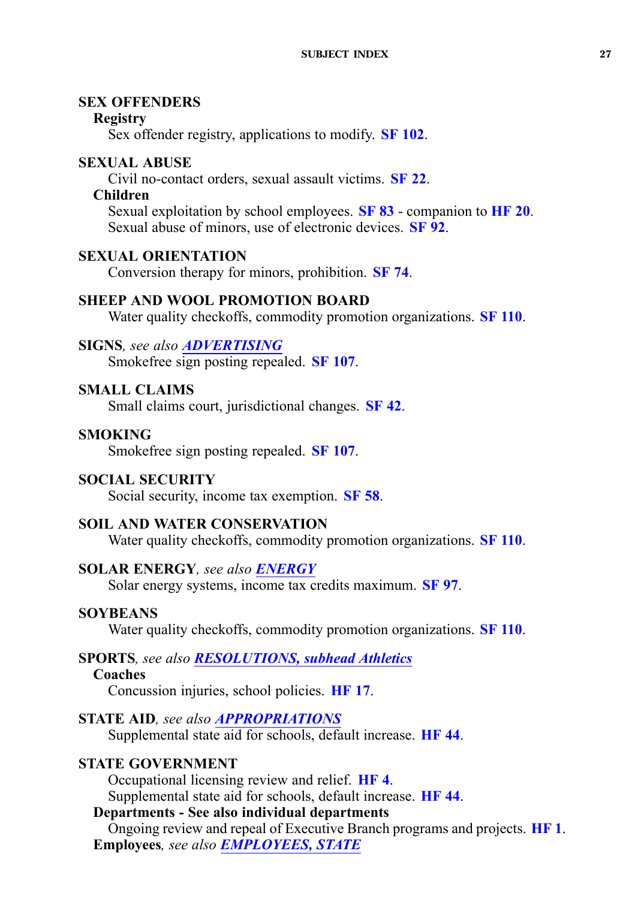**SEX OFFENDERS**

**Registry**

Sex offender registry, applications to modify. **SF 102**.

**SEXUAL ABUSE**

Civil no-contact orders, sexual assault victims. **SF 22**.

**Children**

Sexual exploitation by school employees. **SF 83** - companion to **HF 20**.
Sexual abuse of minors, use of electronic devices. **SF 92**.

**SEXUAL ORIENTATION**

Conversion therapy for minors, prohibition. **SF 74**.

**SHEEP AND WOOL PROMOTION BOARD**

Water quality checkoffs, commodity promotion organizations. **SF 110**.

**SIGNS**, *see also* ***ADVERTISING***

Smokefree sign posting repealed. **SF 107**.

**SMALL CLAIMS**

Small claims court, jurisdictional changes. **SF 42**.

**SMOKING**

Smokefree sign posting repealed. **SF 107**.

**SOCIAL SECURITY**

Social security, income tax exemption. **SF 58**.

**SOIL AND WATER CONSERVATION**

Water quality checkoffs, commodity promotion organizations. **SF 110**.

**SOLAR ENERGY**, *see also* ***ENERGY***

Solar energy systems, income tax credits maximum. **SF 97**.

**SOYBEANS**

Water quality checkoffs, commodity promotion organizations. **SF 110**.

**SPORTS**, *see also* ***RESOLUTIONS, subhead Athletics***

**Coaches**

Concussion injuries, school policies. **HF 17**.

**STATE AID**, *see also* ***APPROPRIATIONS***

Supplemental state aid for schools, default increase. **HF 44**.

**STATE GOVERNMENT**

Occupational licensing review and relief. **HF 4**.
Supplemental state aid for schools, default increase. **HF 44**.

**Departments - See also individual departments**

Ongoing review and repeal of Executive Branch programs and projects. **HF 1**.

**Employees**, *see also* ***EMPLOYEES, STATE***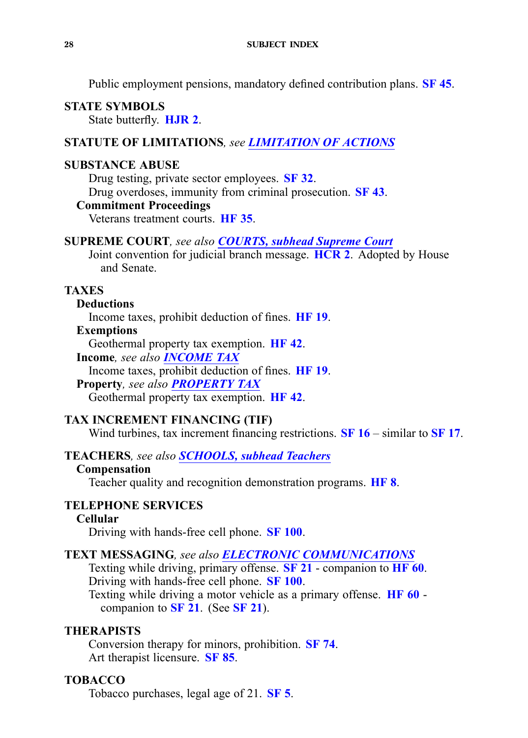Public employment pensions, mandatory defined contribution plans. **SF 45**.

**STATE SYMBOLS**

State butterfly. **HJR 2**.

**STATUTE OF LIMITATIONS**, *see* ***LIMITATION OF ACTIONS***

**SUBSTANCE ABUSE**

Drug testing, private sector employees. **SF 32**.

Drug overdoses, immunity from criminal prosecution. **SF 43**.

**Commitment Proceedings**

Veterans treatment courts. **HF 35**.

**SUPREME COURT**, *see also* ***COURTS, subhead Supreme Court***

Joint convention for judicial branch message. **HCR 2**. Adopted by House and Senate.

**TAXES**

**Deductions**

Income taxes, prohibit deduction of fines. **HF 19**.

**Exemptions**

Geothermal property tax exemption. **HF 42**.

**Income**, *see also* ***INCOME TAX***

Income taxes, prohibit deduction of fines. **HF 19**.

**Property**, *see also* ***PROPERTY TAX***

Geothermal property tax exemption. **HF 42**.

**TAX INCREMENT FINANCING (TIF)**

Wind turbines, tax increment financing restrictions. **SF 16** – similar to **SF 17**.

**TEACHERS**, *see also* ***SCHOOLS, subhead Teachers***

**Compensation**

Teacher quality and recognition demonstration programs. **HF 8**.

**TELEPHONE SERVICES**

**Cellular**

Driving with hands-free cell phone. **SF 100**.

**TEXT MESSAGING**, *see also* ***ELECTRONIC COMMUNICATIONS***

Texting while driving, primary offense. **SF 21** - companion to **HF 60**.

Driving with hands-free cell phone. **SF 100**.

Texting while driving a motor vehicle as a primary offense. **HF 60** - companion to **SF 21**. (See **SF 21**).

**THERAPISTS**

Conversion therapy for minors, prohibition. **SF 74**.

Art therapist licensure. **SF 85**.

**TOBACCO**

Tobacco purchases, legal age of 21. **SF 5**.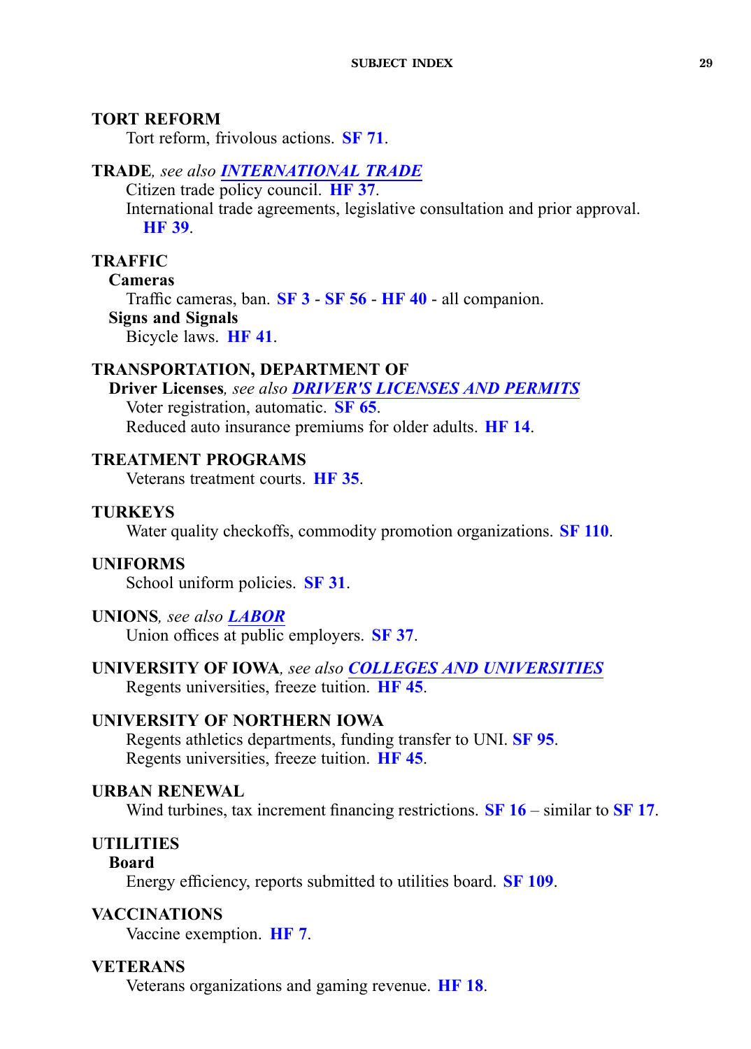**TORT REFORM**

Tort reform, frivolous actions. **SF 71**.

**TRADE**, *see also* ***INTERNATIONAL TRADE***

Citizen trade policy council. **HF 37**.

International trade agreements, legislative consultation and prior approval. **HF 39**.

**TRAFFIC**

**Cameras**

Traffic cameras, ban. **SF 3** - **SF 56** - **HF 40** - all companion.

**Signs and Signals**

Bicycle laws. **HF 41**.

**TRANSPORTATION, DEPARTMENT OF**

**Driver Licenses**, *see also* ***DRIVER'S LICENSES AND PERMITS***

Voter registration, automatic. **SF 65**.

Reduced auto insurance premiums for older adults. **HF 14**.

**TREATMENT PROGRAMS**

Veterans treatment courts. **HF 35**.

**TURKEYS**

Water quality checkoffs, commodity promotion organizations. **SF 110**.

**UNIFORMS**

School uniform policies. **SF 31**.

**UNIONS**, *see also* ***LABOR***

Union offices at public employers. **SF 37**.

**UNIVERSITY OF IOWA**, *see also* ***COLLEGES AND UNIVERSITIES***

Regents universities, freeze tuition. **HF 45**.

**UNIVERSITY OF NORTHERN IOWA**

Regents athletics departments, funding transfer to UNI. **SF 95**.

Regents universities, freeze tuition. **HF 45**.

**URBAN RENEWAL**

Wind turbines, tax increment financing restrictions. **SF 16** – similar to **SF 17**.

**UTILITIES**

**Board**

Energy efficiency, reports submitted to utilities board. **SF 109**.

**VACCINATIONS**

Vaccine exemption. **HF 7**.

**VETERANS**

Veterans organizations and gaming revenue. **HF 18**.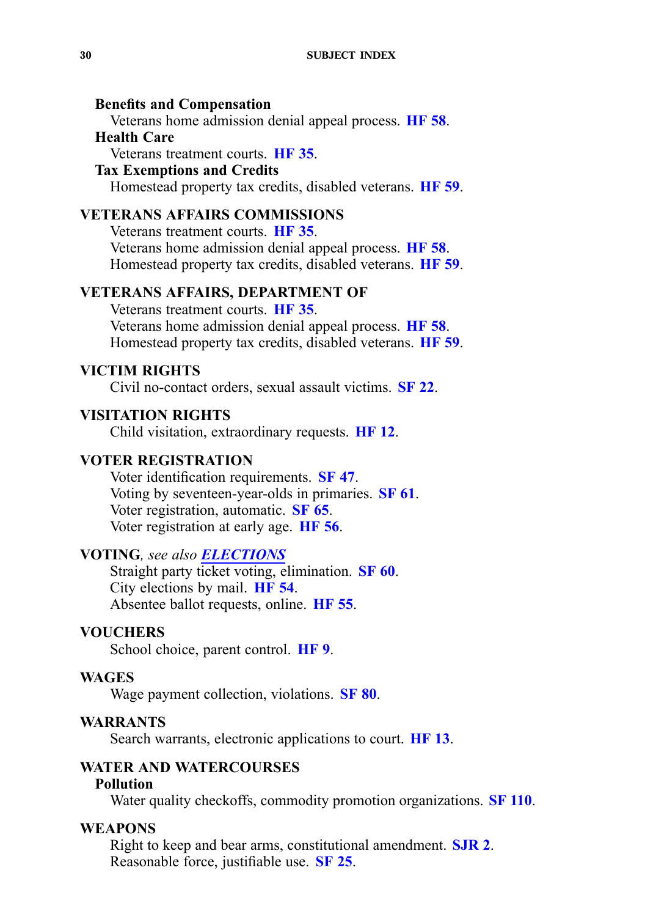**Benefits and Compensation**

Veterans home admission denial appeal process. **HF 58**.

**Health Care**

Veterans treatment courts. **HF 35**.

**Tax Exemptions and Credits**

Homestead property tax credits, disabled veterans. **HF 59**.

**VETERANS AFFAIRS COMMISSIONS**

Veterans treatment courts. **HF 35**.
Veterans home admission denial appeal process. **HF 58**.
Homestead property tax credits, disabled veterans. **HF 59**.

**VETERANS AFFAIRS, DEPARTMENT OF**

Veterans treatment courts. **HF 35**.
Veterans home admission denial appeal process. **HF 58**.
Homestead property tax credits, disabled veterans. **HF 59**.

**VICTIM RIGHTS**

Civil no-contact orders, sexual assault victims. **SF 22**.

**VISITATION RIGHTS**

Child visitation, extraordinary requests. **HF 12**.

**VOTER REGISTRATION**

Voter identification requirements. **SF 47**.
Voting by seventeen-year-olds in primaries. **SF 61**.
Voter registration, automatic. **SF 65**.
Voter registration at early age. **HF 56**.

**VOTING**, *see also* ***ELECTIONS***

Straight party ticket voting, elimination. **SF 60**.
City elections by mail. **HF 54**.
Absentee ballot requests, online. **HF 55**.

**VOUCHERS**

School choice, parent control. **HF 9**.

**WAGES**

Wage payment collection, violations. **SF 80**.

**WARRANTS**

Search warrants, electronic applications to court. **HF 13**.

**WATER AND WATERCOURSES**

**Pollution**

Water quality checkoffs, commodity promotion organizations. **SF 110**.

**WEAPONS**

Right to keep and bear arms, constitutional amendment. **SJR 2**.
Reasonable force, justifiable use. **SF 25**.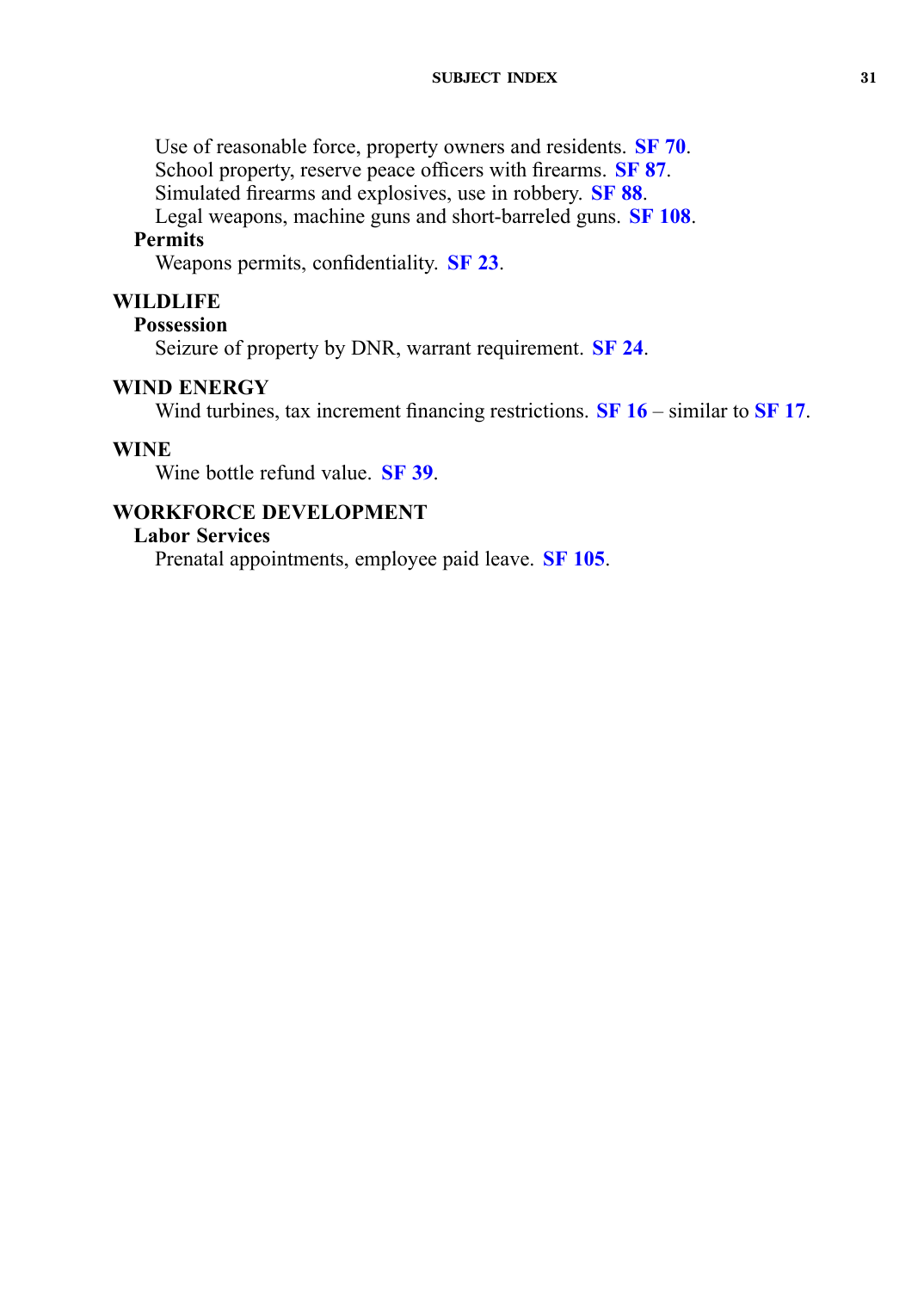Use of reasonable force, property owners and residents. **SF 70**.
School property, reserve peace officers with firearms. **SF 87**.
Simulated firearms and explosives, use in robbery. **SF 88**.
Legal weapons, machine guns and short-barreled guns. **SF 108**.

**Permits**

Weapons permits, confidentiality. **SF 23**.

## WILDLIFE

**Possession**

Seizure of property by DNR, warrant requirement. **SF 24**.

## WIND ENERGY

Wind turbines, tax increment financing restrictions. **SF 16** – similar to **SF 17**.

## WINE

Wine bottle refund value. **SF 39**.

## WORKFORCE DEVELOPMENT

**Labor Services**

Prenatal appointments, employee paid leave. **SF 105**.